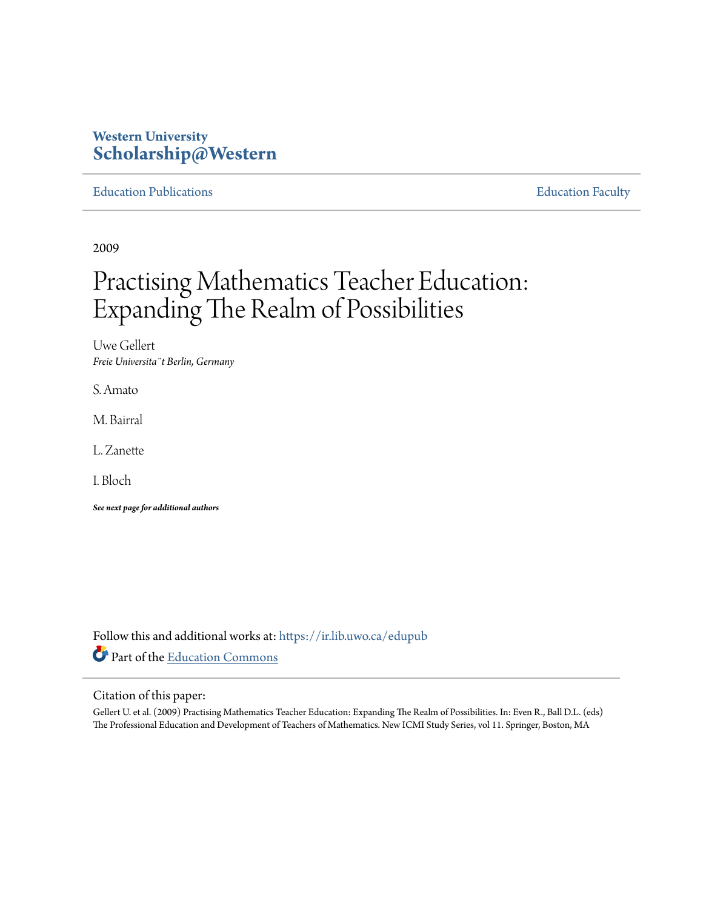Western University
**Scholarship@Western**

Education Publications | Education Faculty

2009

# Practising Mathematics Teacher Education: Expanding The Realm of Possibilities

Uwe Gellert
*Freie Universita¨t Berlin, Germany*

S. Amato

M. Bairral

L. Zanette

I. Bloch

***See next page for additional authors***

Follow this and additional works at: https://ir.lib.uwo.ca/edupub

Part of the Education Commons

Citation of this paper:

Gellert U. et al. (2009) Practising Mathematics Teacher Education: Expanding The Realm of Possibilities. In: Even R., Ball D.L. (eds) The Professional Education and Development of Teachers of Mathematics. New ICMI Study Series, vol 11. Springer, Boston, MA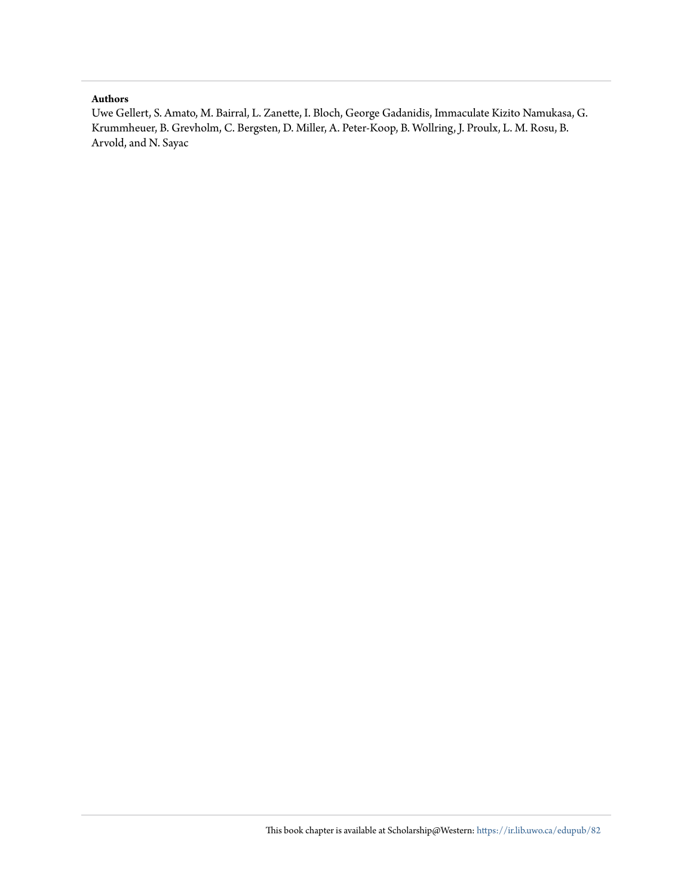**Authors**

Uwe Gellert, S. Amato, M. Bairral, L. Zanette, I. Bloch, George Gadanidis, Immaculate Kizito Namukasa, G. Krummheuer, B. Grevholm, C. Bergsten, D. Miller, A. Peter-Koop, B. Wollring, J. Proulx, L. M. Rosu, B. Arvold, and N. Sayac

This book chapter is available at Scholarship@Western: https://ir.lib.uwo.ca/edupub/82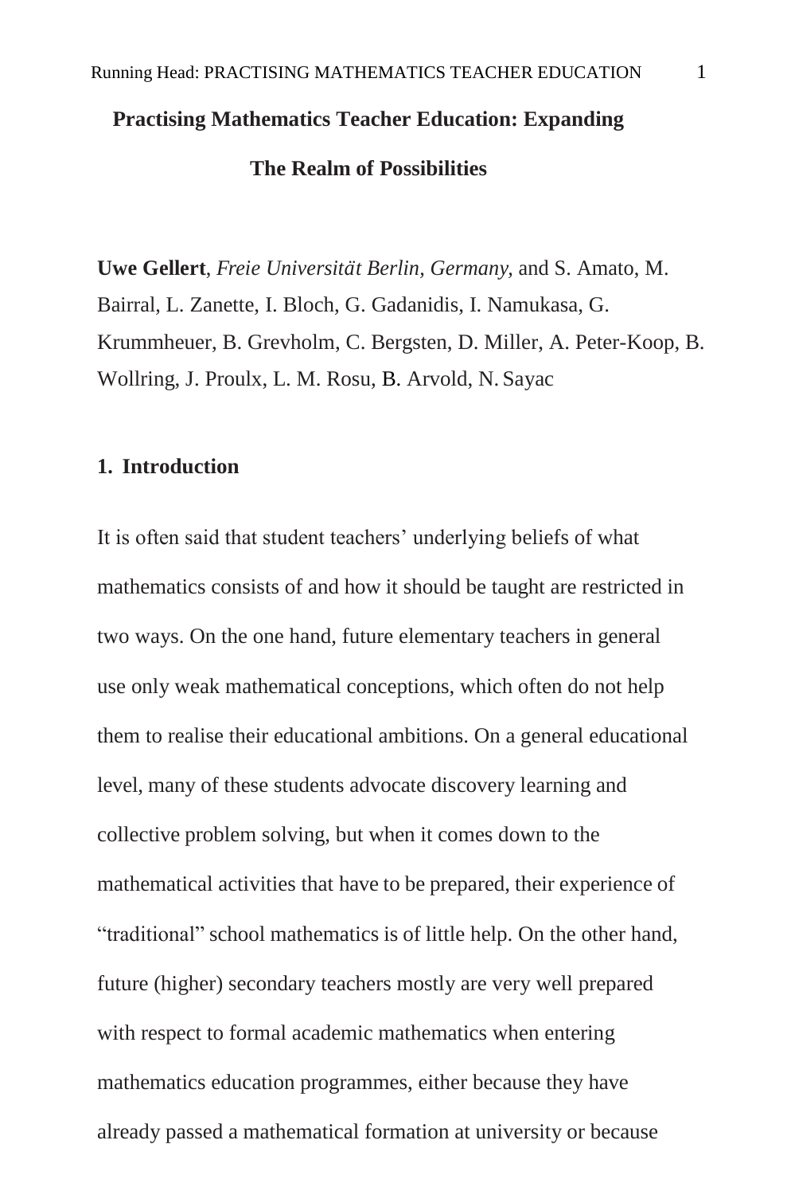# Practising Mathematics Teacher Education: Expanding The Realm of Possibilities

**Uwe Gellert**, *Freie Universität Berlin, Germany,* and S. Amato, M. Bairral, L. Zanette, I. Bloch, G. Gadanidis, I. Namukasa, G. Krummheuer, B. Grevholm, C. Bergsten, D. Miller, A. Peter-Koop, B. Wollring, J. Proulx, L. M. Rosu, B. Arvold, N. Sayac

## 1. Introduction

It is often said that student teachers' underlying beliefs of what mathematics consists of and how it should be taught are restricted in two ways. On the one hand, future elementary teachers in general use only weak mathematical conceptions, which often do not help them to realise their educational ambitions. On a general educational level, many of these students advocate discovery learning and collective problem solving, but when it comes down to the mathematical activities that have to be prepared, their experience of "traditional" school mathematics is of little help. On the other hand, future (higher) secondary teachers mostly are very well prepared with respect to formal academic mathematics when entering mathematics education programmes, either because they have already passed a mathematical formation at university or because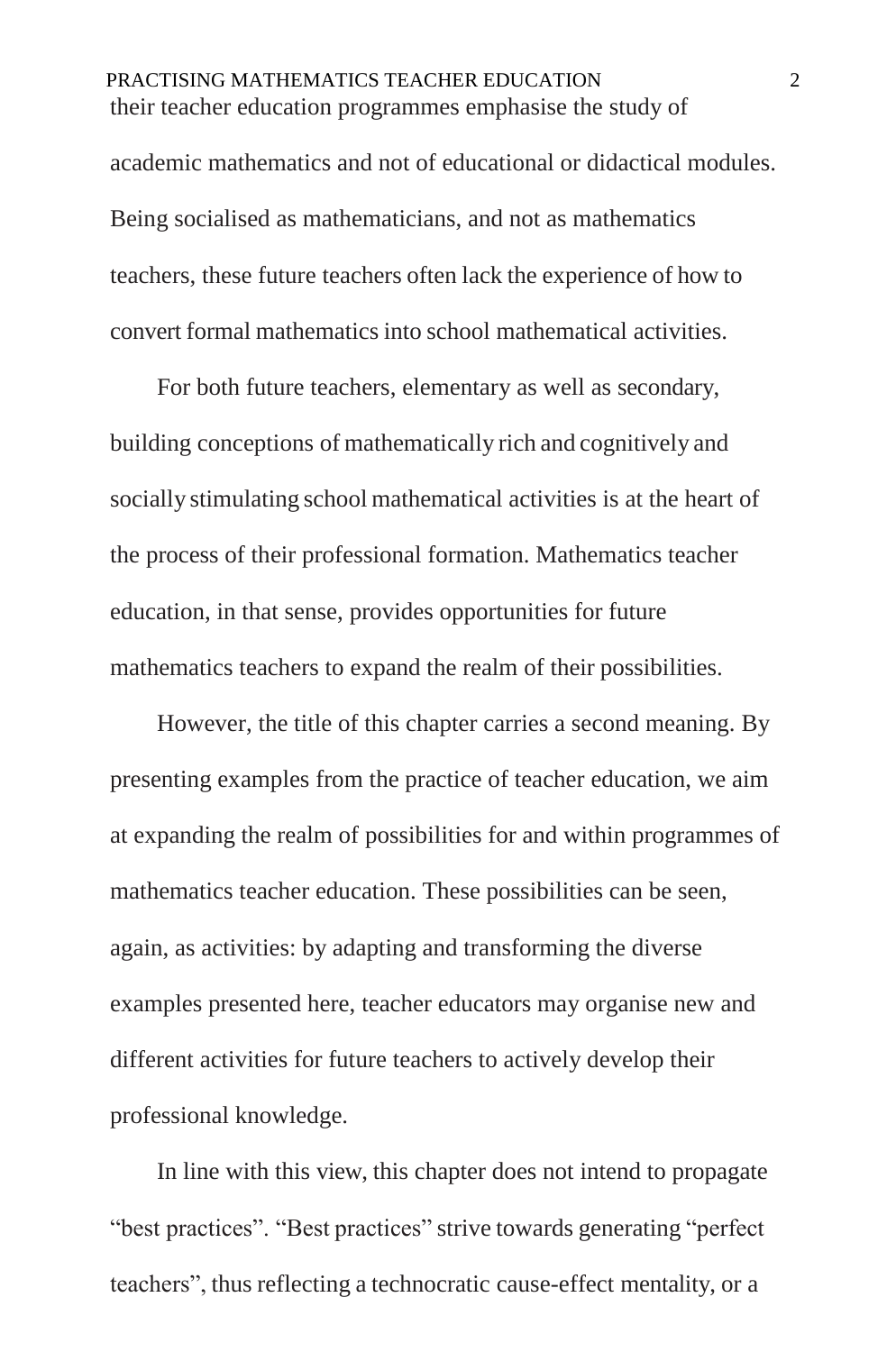their teacher education programmes emphasise the study of academic mathematics and not of educational or didactical modules. Being socialised as mathematicians, and not as mathematics teachers, these future teachers often lack the experience of how to convert formal mathematics into school mathematical activities.

For both future teachers, elementary as well as secondary, building conceptions of mathematically rich and cognitively and socially stimulating school mathematical activities is at the heart of the process of their professional formation. Mathematics teacher education, in that sense, provides opportunities for future mathematics teachers to expand the realm of their possibilities.

However, the title of this chapter carries a second meaning. By presenting examples from the practice of teacher education, we aim at expanding the realm of possibilities for and within programmes of mathematics teacher education. These possibilities can be seen, again, as activities: by adapting and transforming the diverse examples presented here, teacher educators may organise new and different activities for future teachers to actively develop their professional knowledge.

In line with this view, this chapter does not intend to propagate “best practices”. “Best practices” strive towards generating “perfect teachers”, thus reflecting a technocratic cause-effect mentality, or a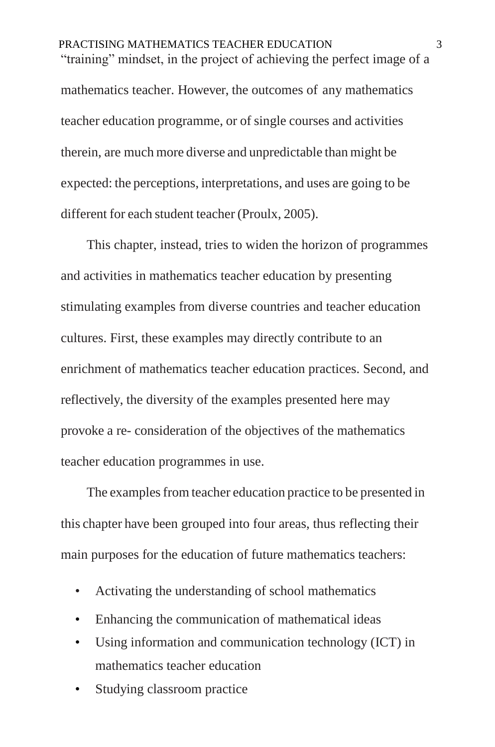“training” mindset, in the project of achieving the perfect image of a mathematics teacher. However, the outcomes of any mathematics teacher education programme, or of single courses and activities therein, are much more diverse and unpredictable than might be expected: the perceptions, interpretations, and uses are going to be different for each student teacher (Proulx, 2005).

This chapter, instead, tries to widen the horizon of programmes and activities in mathematics teacher education by presenting stimulating examples from diverse countries and teacher education cultures. First, these examples may directly contribute to an enrichment of mathematics teacher education practices. Second, and reflectively, the diversity of the examples presented here may provoke a re- consideration of the objectives of the mathematics teacher education programmes in use.

The examples from teacher education practice to be presented in this chapter have been grouped into four areas, thus reflecting their main purposes for the education of future mathematics teachers:

- Activating the understanding of school mathematics
- Enhancing the communication of mathematical ideas
- Using information and communication technology (ICT) in mathematics teacher education
- Studying classroom practice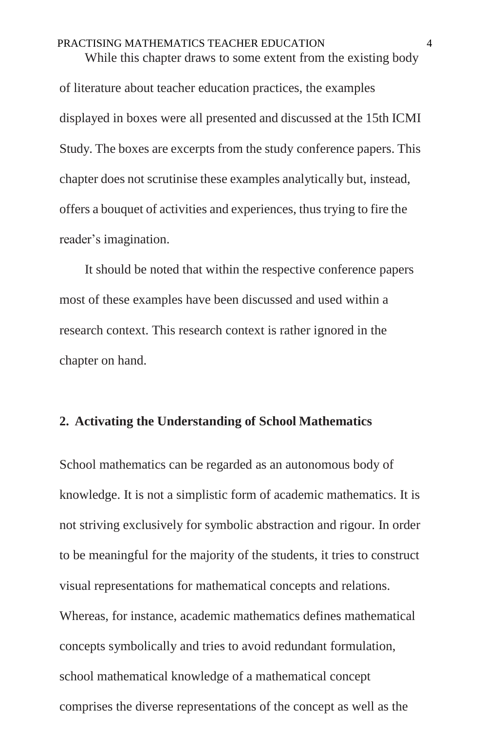While this chapter draws to some extent from the existing body of literature about teacher education practices, the examples displayed in boxes were all presented and discussed at the 15th ICMI Study. The boxes are excerpts from the study conference papers. This chapter does not scrutinise these examples analytically but, instead, offers a bouquet of activities and experiences, thus trying to fire the reader's imagination.

It should be noted that within the respective conference papers most of these examples have been discussed and used within a research context. This research context is rather ignored in the chapter on hand.

## 2. Activating the Understanding of School Mathematics

School mathematics can be regarded as an autonomous body of knowledge. It is not a simplistic form of academic mathematics. It is not striving exclusively for symbolic abstraction and rigour. In order to be meaningful for the majority of the students, it tries to construct visual representations for mathematical concepts and relations. Whereas, for instance, academic mathematics defines mathematical concepts symbolically and tries to avoid redundant formulation, school mathematical knowledge of a mathematical concept comprises the diverse representations of the concept as well as the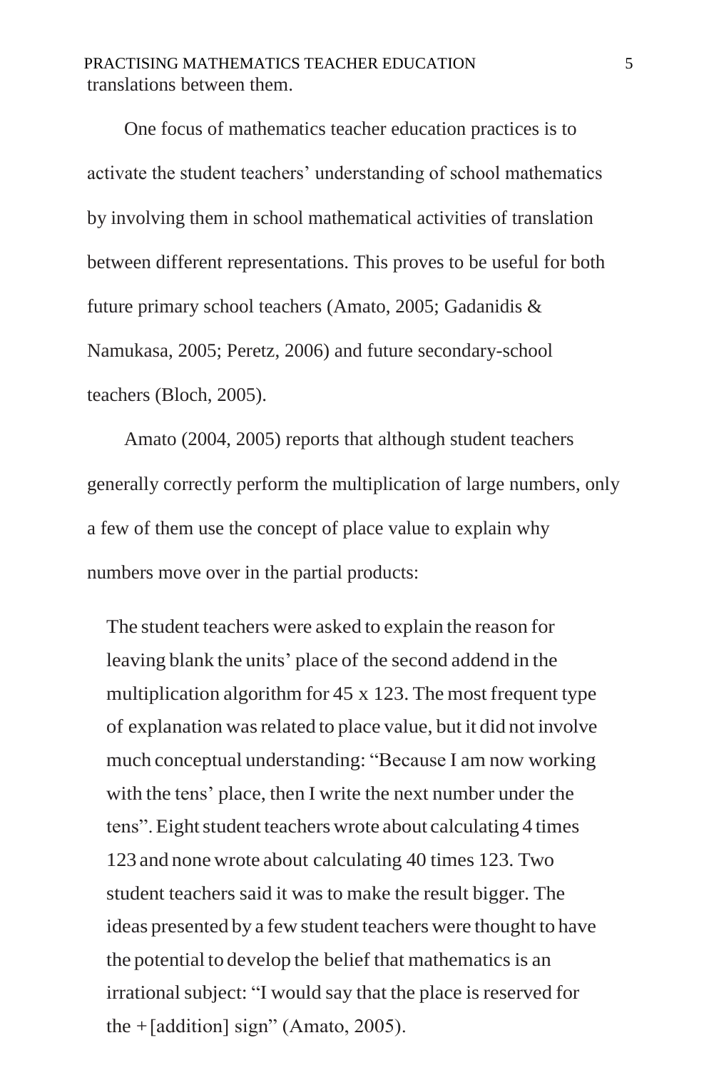translations between them.

One focus of mathematics teacher education practices is to activate the student teachers' understanding of school mathematics by involving them in school mathematical activities of translation between different representations. This proves to be useful for both future primary school teachers (Amato, 2005; Gadanidis & Namukasa, 2005; Peretz, 2006) and future secondary-school teachers (Bloch, 2005).

Amato (2004, 2005) reports that although student teachers generally correctly perform the multiplication of large numbers, only a few of them use the concept of place value to explain why numbers move over in the partial products:

> The student teachers were asked to explain the reason for leaving blank the units' place of the second addend in the multiplication algorithm for 45 x 123. The most frequent type of explanation was related to place value, but it did not involve much conceptual understanding: "Because I am now working with the tens' place, then I write the next number under the tens". Eight student teachers wrote about calculating 4 times 123 and none wrote about calculating 40 times 123. Two student teachers said it was to make the result bigger. The ideas presented by a few student teachers were thought to have the potential to develop the belief that mathematics is an irrational subject: "I would say that the place is reserved for the + [addition] sign" (Amato, 2005).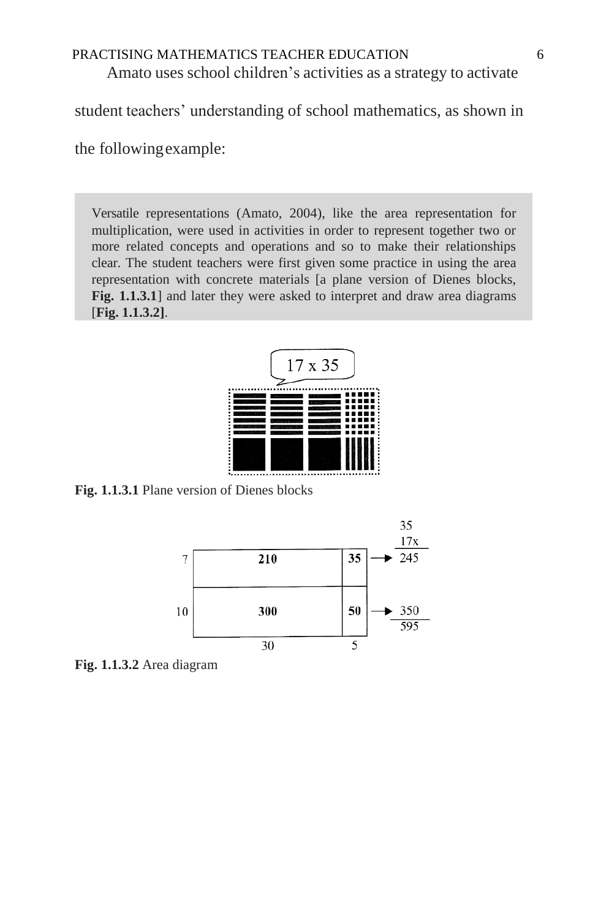Amato uses school children's activities as a strategy to activate student teachers' understanding of school mathematics, as shown in the following example:

> Versatile representations (Amato, 2004), like the area representation for multiplication, were used in activities in order to represent together two or more related concepts and operations and so to make their relationships clear. The student teachers were first given some practice in using the area representation with concrete materials [a plane version of Dienes blocks, **Fig. 1.1.3.1**] and later they were asked to interpret and draw area diagrams [**Fig. 1.1.3.2]**.

**Fig. 1.1.3.1** Plane version of Dienes blocks

**Fig. 1.1.3.2** Area diagram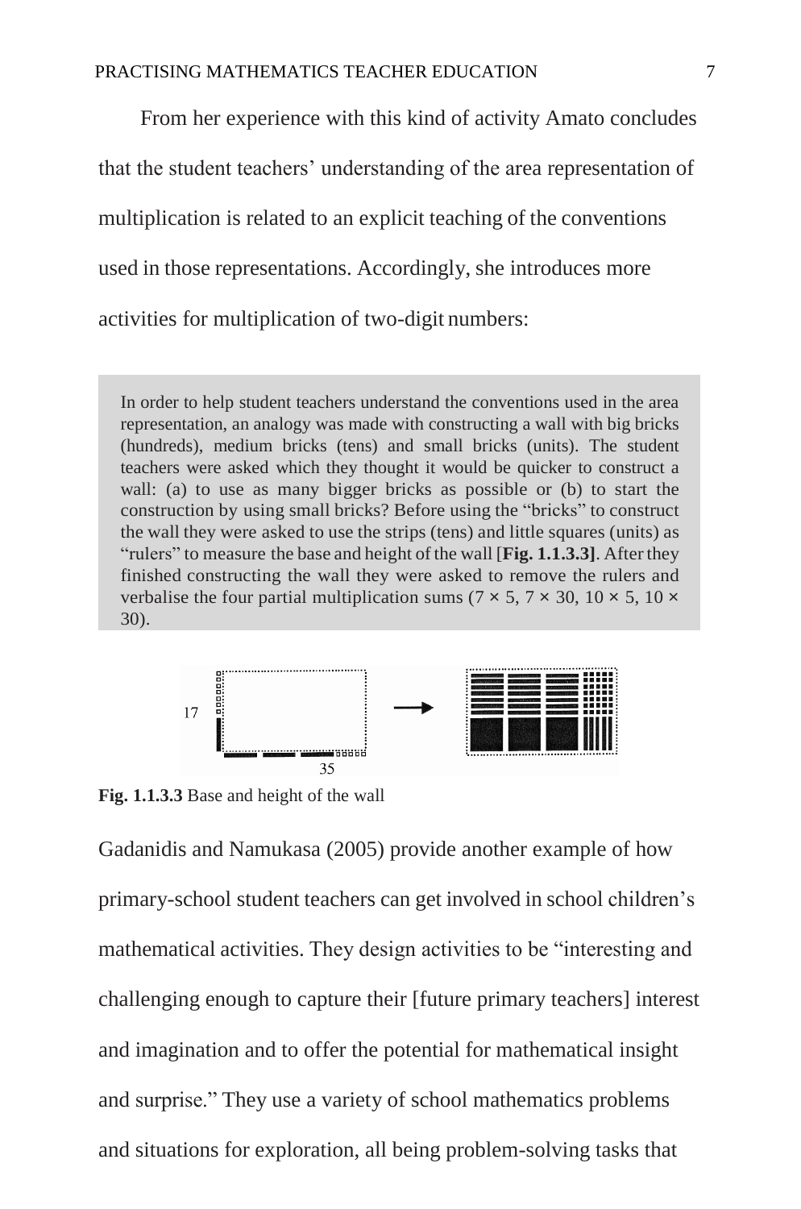From her experience with this kind of activity Amato concludes that the student teachers' understanding of the area representation of multiplication is related to an explicit teaching of the conventions used in those representations. Accordingly, she introduces more activities for multiplication of two-digit numbers:

> In order to help student teachers understand the conventions used in the area representation, an analogy was made with constructing a wall with big bricks (hundreds), medium bricks (tens) and small bricks (units). The student teachers were asked which they thought it would be quicker to construct a wall: (a) to use as many bigger bricks as possible or (b) to start the construction by using small bricks? Before using the "bricks" to construct the wall they were asked to use the strips (tens) and little squares (units) as "rulers" to measure the base and height of the wall [**Fig. 1.1.3.3]**. After they finished constructing the wall they were asked to remove the rulers and verbalise the four partial multiplication sums ($7 \times 5$, $7 \times 30$, $10 \times 5$, $10 \times 30$).

**Fig. 1.1.3.3** Base and height of the wall

Gadanidis and Namukasa (2005) provide another example of how primary-school student teachers can get involved in school children's mathematical activities. They design activities to be "interesting and challenging enough to capture their [future primary teachers] interest and imagination and to offer the potential for mathematical insight and surprise." They use a variety of school mathematics problems and situations for exploration, all being problem-solving tasks that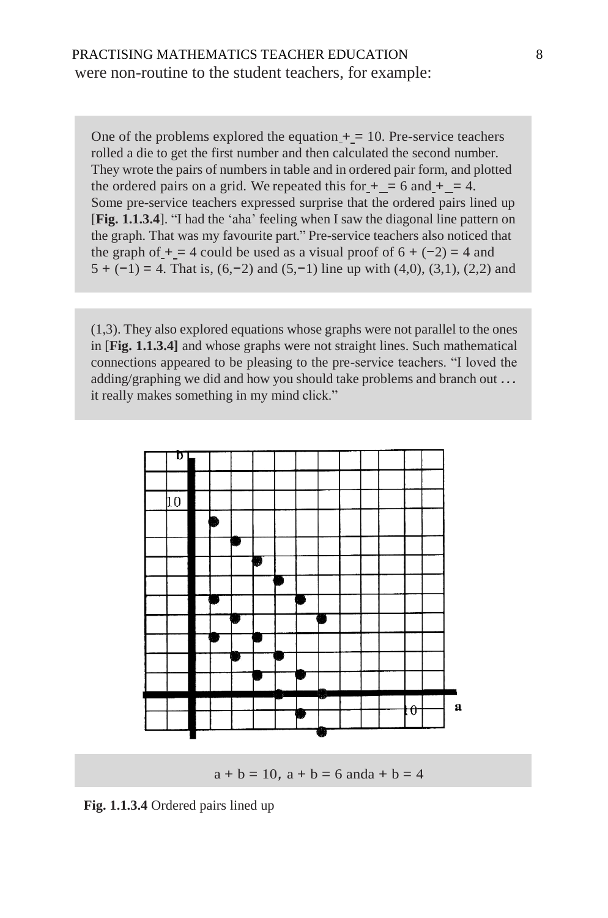were non-routine to the student teachers, for example:

> One of the problems explored the equation _ + _ = 10. Pre-service teachers rolled a die to get the first number and then calculated the second number. They wrote the pairs of numbers in table and in ordered pair form, and plotted the ordered pairs on a grid. We repeated this for _ + _ = 6 and _ + _ = 4. Some pre-service teachers expressed surprise that the ordered pairs lined up [**Fig. 1.1.3.4**]. “I had the ‘aha’ feeling when I saw the diagonal line pattern on the graph. That was my favourite part.” Pre-service teachers also noticed that the graph of _ + _ = 4 could be used as a visual proof of $6 + (-2) = 4$ and $5 + (-1) = 4$. That is, (6,−2) and (5,−1) line up with (4,0), (3,1), (2,2) and (1,3). They also explored equations whose graphs were not parallel to the ones in [**Fig. 1.1.3.4]** and whose graphs were not straight lines. Such mathematical connections appeared to be pleasing to the pre-service teachers. “I loved the adding/graphing we did and how you should take problems and branch out … it really makes something in my mind click.”

$a + b = 10$, $a + b = 6$ and $a + b = 4$

**Fig. 1.1.3.4** Ordered pairs lined up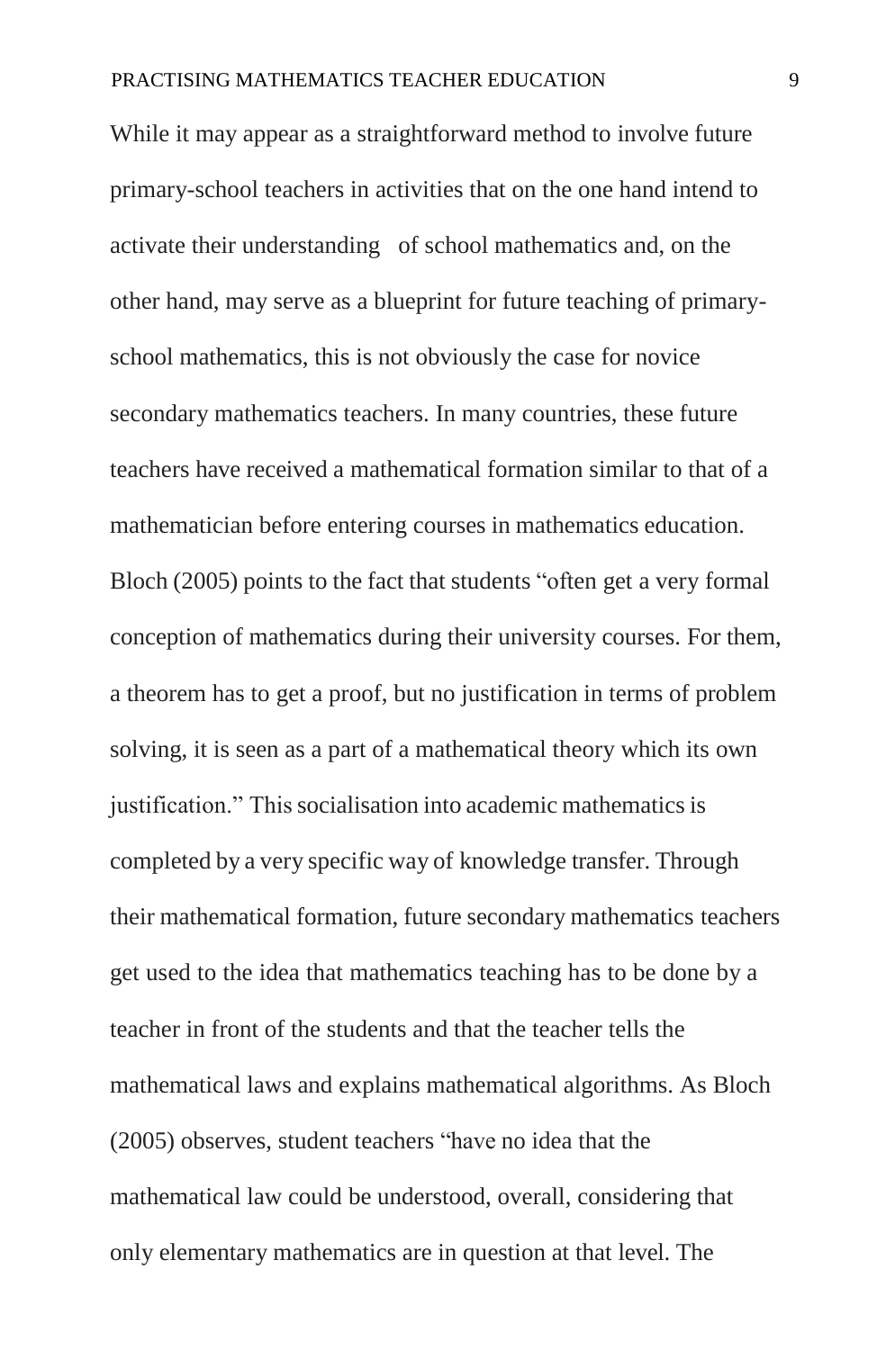While it may appear as a straightforward method to involve future primary-school teachers in activities that on the one hand intend to activate their understanding of school mathematics and, on the other hand, may serve as a blueprint for future teaching of primary-school mathematics, this is not obviously the case for novice secondary mathematics teachers. In many countries, these future teachers have received a mathematical formation similar to that of a mathematician before entering courses in mathematics education. Bloch (2005) points to the fact that students "often get a very formal conception of mathematics during their university courses. For them, a theorem has to get a proof, but no justification in terms of problem solving, it is seen as a part of a mathematical theory which its own justification." This socialisation into academic mathematics is completed by a very specific way of knowledge transfer. Through their mathematical formation, future secondary mathematics teachers get used to the idea that mathematics teaching has to be done by a teacher in front of the students and that the teacher tells the mathematical laws and explains mathematical algorithms. As Bloch (2005) observes, student teachers "have no idea that the mathematical law could be understood, overall, considering that only elementary mathematics are in question at that level. The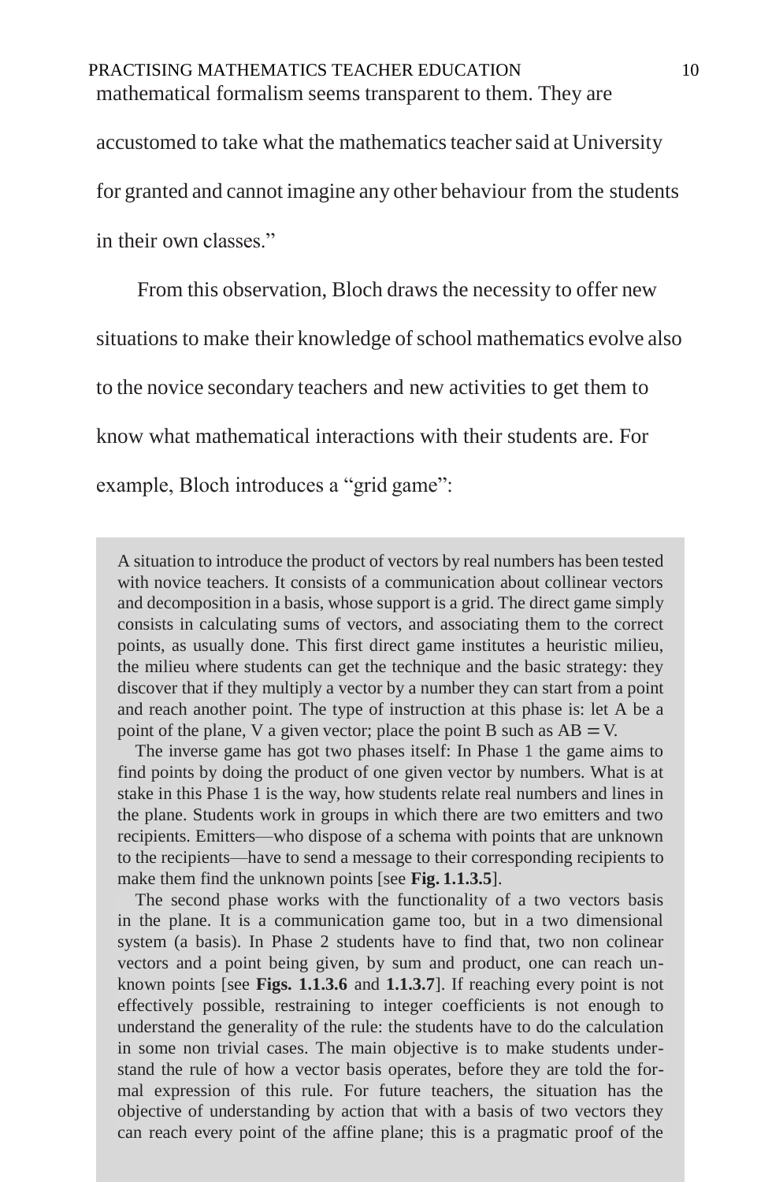mathematical formalism seems transparent to them. They are accustomed to take what the mathematics teacher said at University for granted and cannot imagine any other behaviour from the students in their own classes."

From this observation, Bloch draws the necessity to offer new situations to make their knowledge of school mathematics evolve also to the novice secondary teachers and new activities to get them to know what mathematical interactions with their students are. For example, Bloch introduces a "grid game":

> A situation to introduce the product of vectors by real numbers has been tested with novice teachers. It consists of a communication about collinear vectors and decomposition in a basis, whose support is a grid. The direct game simply consists in calculating sums of vectors, and associating them to the correct points, as usually done. This first direct game institutes a heuristic milieu, the milieu where students can get the technique and the basic strategy: they discover that if they multiply a vector by a number they can start from a point and reach another point. The type of instruction at this phase is: let A be a point of the plane, V a given vector; place the point B such as AB = V.
>
> The inverse game has got two phases itself: In Phase 1 the game aims to find points by doing the product of one given vector by numbers. What is at stake in this Phase 1 is the way, how students relate real numbers and lines in the plane. Students work in groups in which there are two emitters and two recipients. Emitters—who dispose of a schema with points that are unknown to the recipients—have to send a message to their corresponding recipients to make them find the unknown points [see **Fig. 1.1.3.5**].
>
> The second phase works with the functionality of a two vectors basis in the plane. It is a communication game too, but in a two dimensional system (a basis). In Phase 2 students have to find that, two non colinear vectors and a point being given, by sum and product, one can reach unknown points [see **Figs. 1.1.3.6** and **1.1.3.7**]. If reaching every point is not effectively possible, restraining to integer coefficients is not enough to understand the generality of the rule: the students have to do the calculation in some non trivial cases. The main objective is to make students understand the rule of how a vector basis operates, before they are told the formal expression of this rule. For future teachers, the situation has the objective of understanding by action that with a basis of two vectors they can reach every point of the affine plane; this is a pragmatic proof of the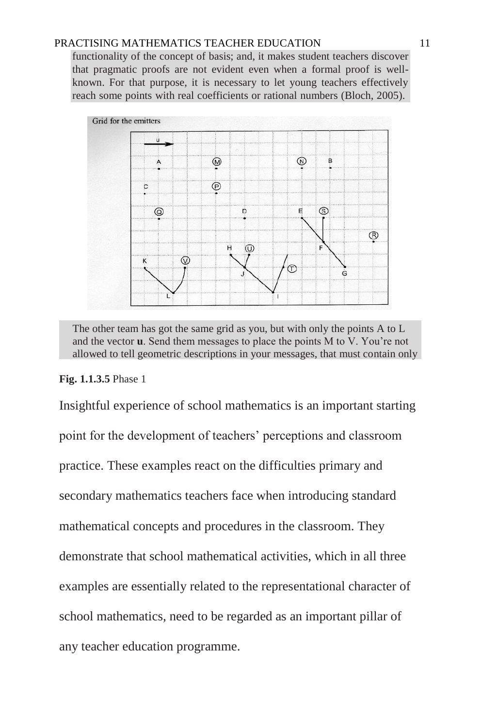functionality of the concept of basis; and, it makes student teachers discover that pragmatic proofs are not evident even when a formal proof is well-known. For that purpose, it is necessary to let young teachers effectively reach some points with real coefficients or rational numbers (Bloch, 2005).

Grid for the emitters

The other team has got the same grid as you, but with only the points A to L and the vector **u**. Send them messages to place the points M to V. You're not allowed to tell geometric descriptions in your messages, that must contain only

**Fig. 1.1.3.5** Phase 1

Insightful experience of school mathematics is an important starting point for the development of teachers' perceptions and classroom practice. These examples react on the difficulties primary and secondary mathematics teachers face when introducing standard mathematical concepts and procedures in the classroom. They demonstrate that school mathematical activities, which in all three examples are essentially related to the representational character of school mathematics, need to be regarded as an important pillar of any teacher education programme.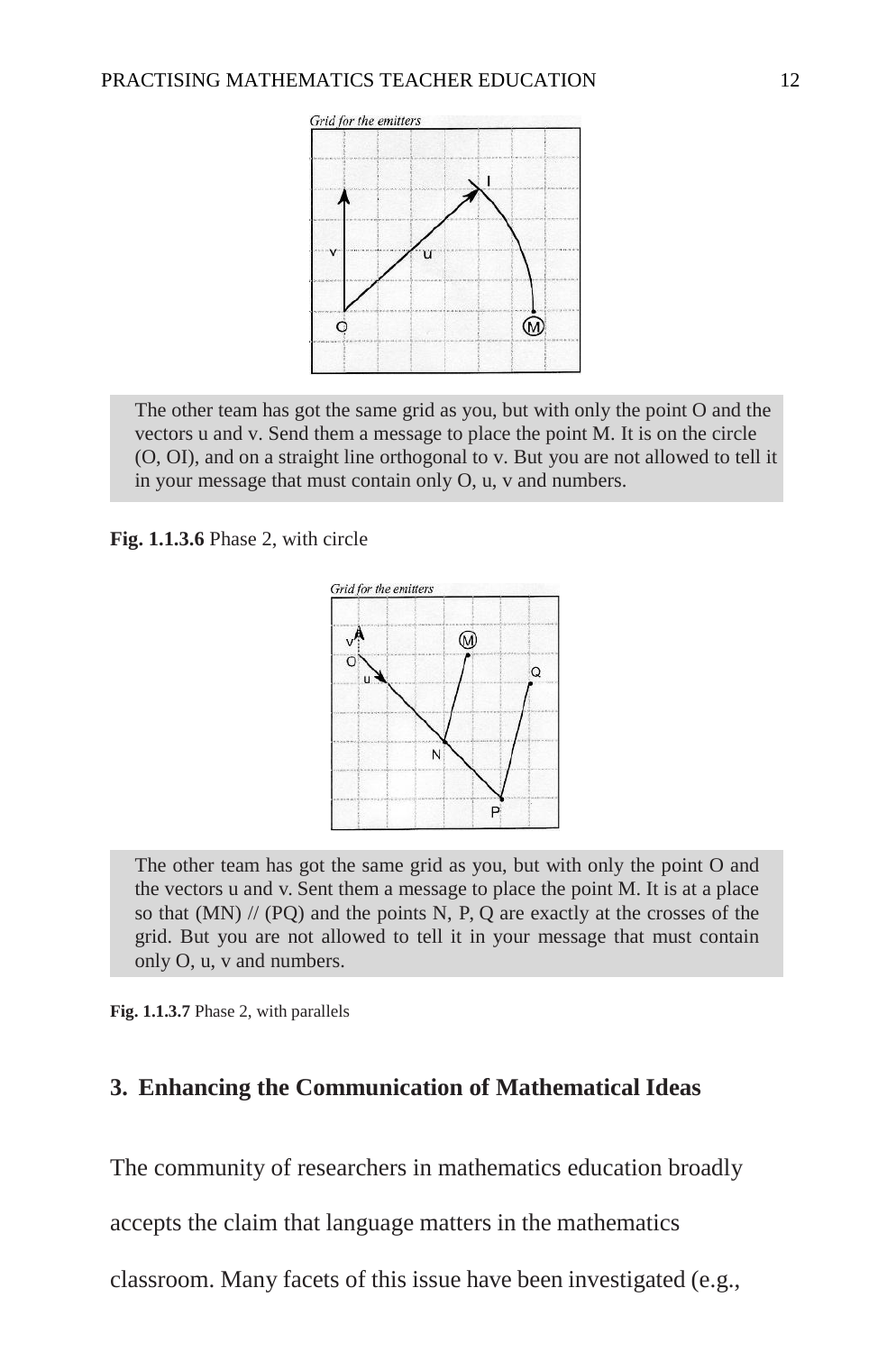The other team has got the same grid as you, but with only the point O and the vectors u and v. Send them a message to place the point M. It is on the circle (O, OI), and on a straight line orthogonal to v. But you are not allowed to tell it in your message that must contain only O, u, v and numbers.

**Fig. 1.1.3.6** Phase 2, with circle

The other team has got the same grid as you, but with only the point O and the vectors u and v. Sent them a message to place the point M. It is at a place so that (MN) // (PQ) and the points N, P, Q are exactly at the crosses of the grid. But you are not allowed to tell it in your message that must contain only O, u, v and numbers.

**Fig. 1.1.3.7** Phase 2, with parallels

## 3. Enhancing the Communication of Mathematical Ideas

The community of researchers in mathematics education broadly accepts the claim that language matters in the mathematics classroom. Many facets of this issue have been investigated (e.g.,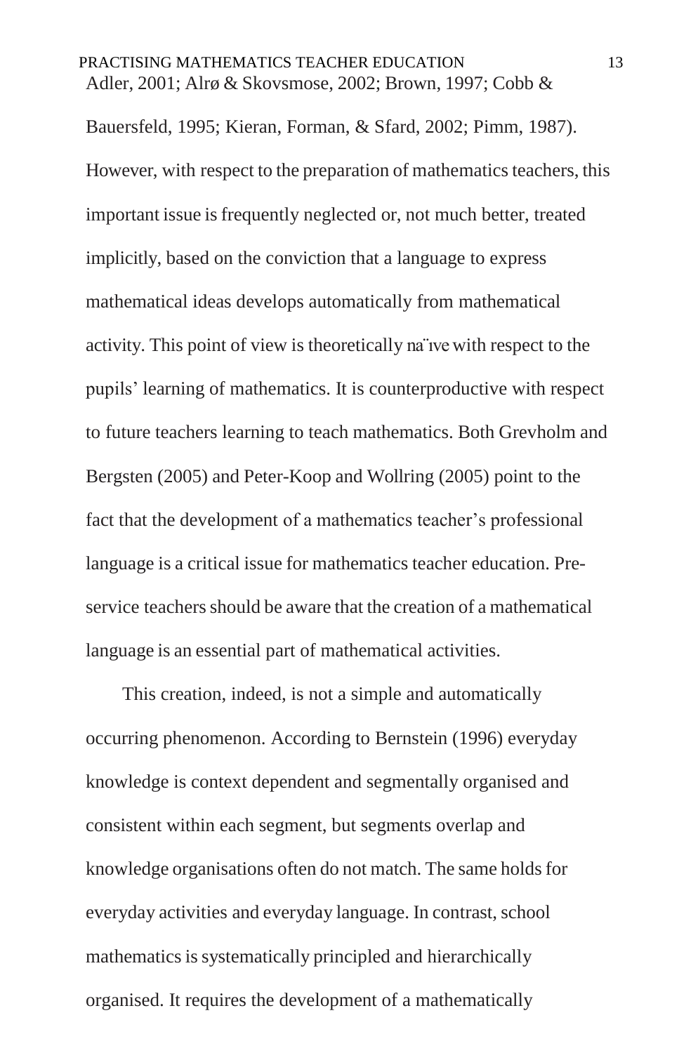Adler, 2001; Alrø & Skovsmose, 2002; Brown, 1997; Cobb & Bauersfeld, 1995; Kieran, Forman, & Sfard, 2002; Pimm, 1987). However, with respect to the preparation of mathematics teachers, this important issue is frequently neglected or, not much better, treated implicitly, based on the conviction that a language to express mathematical ideas develops automatically from mathematical activity. This point of view is theoretically naïve with respect to the pupils' learning of mathematics. It is counterproductive with respect to future teachers learning to teach mathematics. Both Grevholm and Bergsten (2005) and Peter-Koop and Wollring (2005) point to the fact that the development of a mathematics teacher's professional language is a critical issue for mathematics teacher education. Pre-service teachers should be aware that the creation of a mathematical language is an essential part of mathematical activities.

This creation, indeed, is not a simple and automatically occurring phenomenon. According to Bernstein (1996) everyday knowledge is context dependent and segmentally organised and consistent within each segment, but segments overlap and knowledge organisations often do not match. The same holds for everyday activities and everyday language. In contrast, school mathematics is systematically principled and hierarchically organised. It requires the development of a mathematically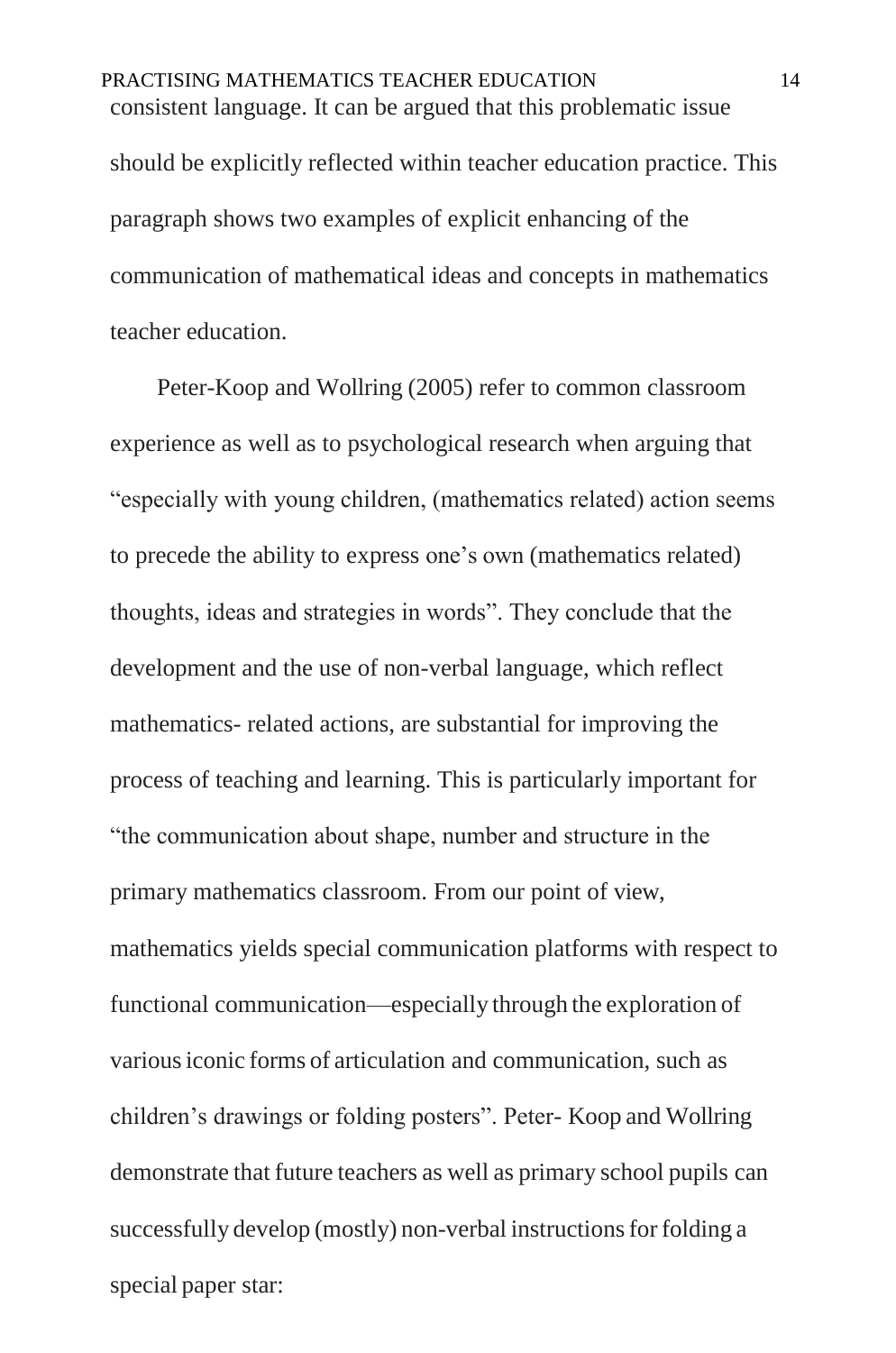consistent language. It can be argued that this problematic issue should be explicitly reflected within teacher education practice. This paragraph shows two examples of explicit enhancing of the communication of mathematical ideas and concepts in mathematics teacher education.

Peter-Koop and Wollring (2005) refer to common classroom experience as well as to psychological research when arguing that "especially with young children, (mathematics related) action seems to precede the ability to express one's own (mathematics related) thoughts, ideas and strategies in words". They conclude that the development and the use of non-verbal language, which reflect mathematics- related actions, are substantial for improving the process of teaching and learning. This is particularly important for "the communication about shape, number and structure in the primary mathematics classroom. From our point of view, mathematics yields special communication platforms with respect to functional communication—especially through the exploration of various iconic forms of articulation and communication, such as children's drawings or folding posters". Peter- Koop and Wollring demonstrate that future teachers as well as primary school pupils can successfully develop (mostly) non-verbal instructions for folding a special paper star: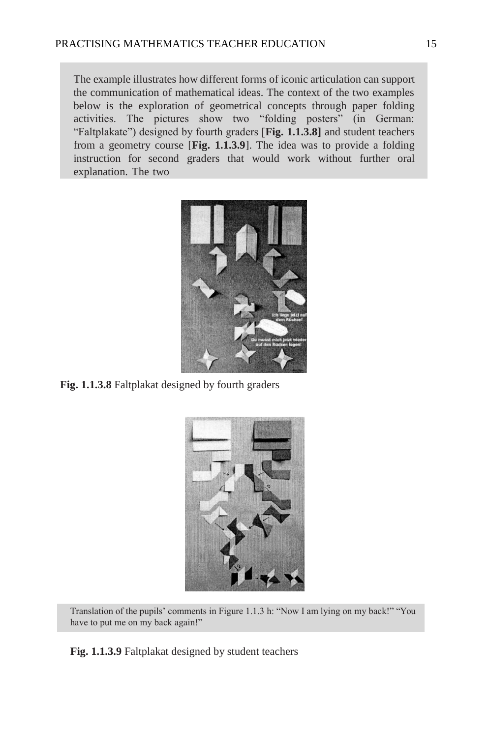The example illustrates how different forms of iconic articulation can support the communication of mathematical ideas. The context of the two examples below is the exploration of geometrical concepts through paper folding activities. The pictures show two "folding posters" (in German: "Faltplakate") designed by fourth graders [**Fig. 1.1.3.8]** and student teachers from a geometry course [**Fig. 1.1.3.9**]. The idea was to provide a folding instruction for second graders that would work without further oral explanation. The two

**Fig. 1.1.3.8** Faltplakat designed by fourth graders

Translation of the pupils' comments in Figure 1.1.3 h: "Now I am lying on my back!" "You have to put me on my back again!"

**Fig. 1.1.3.9** Faltplakat designed by student teachers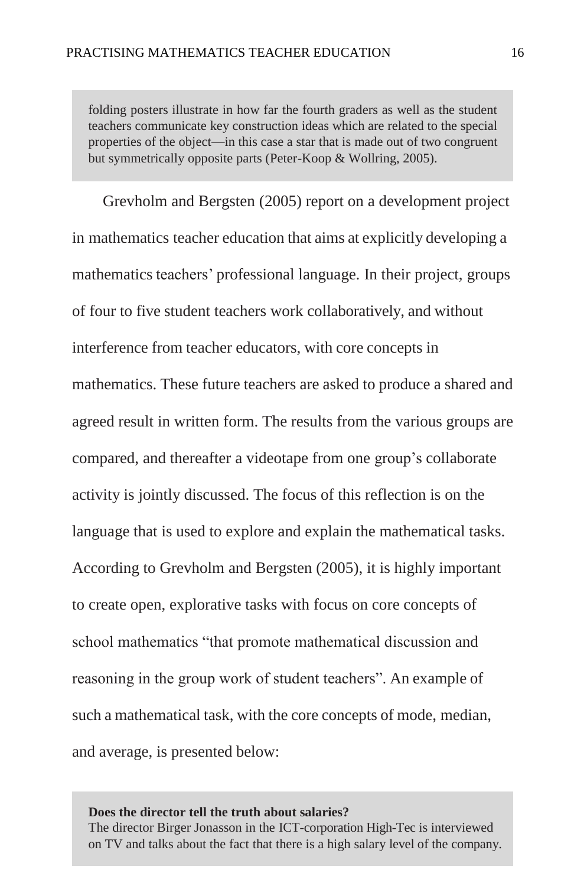> folding posters illustrate in how far the fourth graders as well as the student teachers communicate key construction ideas which are related to the special properties of the object—in this case a star that is made out of two congruent but symmetrically opposite parts (Peter-Koop & Wollring, 2005).

Grevholm and Bergsten (2005) report on a development project in mathematics teacher education that aims at explicitly developing a mathematics teachers' professional language. In their project, groups of four to five student teachers work collaboratively, and without interference from teacher educators, with core concepts in mathematics. These future teachers are asked to produce a shared and agreed result in written form. The results from the various groups are compared, and thereafter a videotape from one group's collaborate activity is jointly discussed. The focus of this reflection is on the language that is used to explore and explain the mathematical tasks. According to Grevholm and Bergsten (2005), it is highly important to create open, explorative tasks with focus on core concepts of school mathematics "that promote mathematical discussion and reasoning in the group work of student teachers". An example of such a mathematical task, with the core concepts of mode, median, and average, is presented below:

> **Does the director tell the truth about salaries?**
> The director Birger Jonasson in the ICT-corporation High-Tec is interviewed on TV and talks about the fact that there is a high salary level of the company.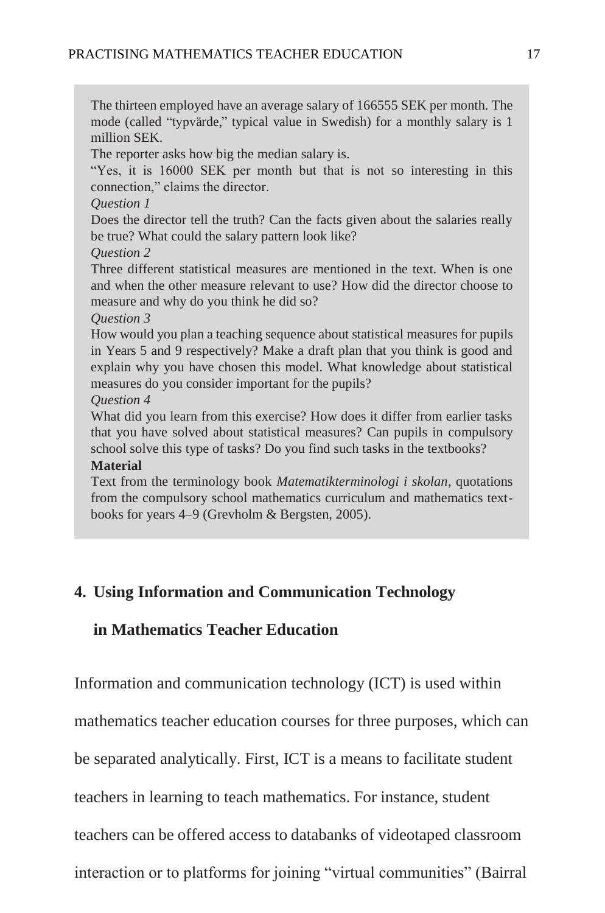The thirteen employed have an average salary of 166555 SEK per month. The mode (called "typvärde," typical value in Swedish) for a monthly salary is 1 million SEK.

The reporter asks how big the median salary is.

"Yes, it is 16000 SEK per month but that is not so interesting in this connection," claims the director.

*Question 1*

Does the director tell the truth? Can the facts given about the salaries really be true? What could the salary pattern look like?

*Question 2*

Three different statistical measures are mentioned in the text. When is one and when the other measure relevant to use? How did the director choose to measure and why do you think he did so?

*Question 3*

How would you plan a teaching sequence about statistical measures for pupils in Years 5 and 9 respectively? Make a draft plan that you think is good and explain why you have chosen this model. What knowledge about statistical measures do you consider important for the pupils?

*Question 4*

What did you learn from this exercise? How does it differ from earlier tasks that you have solved about statistical measures? Can pupils in compulsory school solve this type of tasks? Do you find such tasks in the textbooks?

**Material**

Text from the terminology book *Matematikterminologi i skolan*, quotations from the compulsory school mathematics curriculum and mathematics text-books for years 4–9 (Grevholm & Bergsten, 2005).

## 4. Using Information and Communication Technology in Mathematics Teacher Education

Information and communication technology (ICT) is used within mathematics teacher education courses for three purposes, which can be separated analytically. First, ICT is a means to facilitate student teachers in learning to teach mathematics. For instance, student teachers can be offered access to databanks of videotaped classroom interaction or to platforms for joining "virtual communities" (Bairral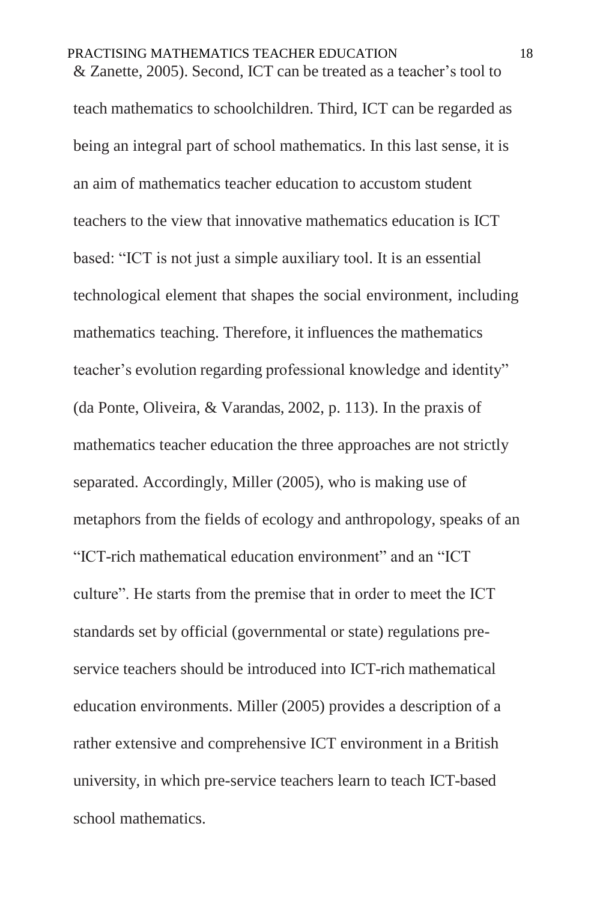& Zanette, 2005). Second, ICT can be treated as a teacher's tool to teach mathematics to schoolchildren. Third, ICT can be regarded as being an integral part of school mathematics. In this last sense, it is an aim of mathematics teacher education to accustom student teachers to the view that innovative mathematics education is ICT based: "ICT is not just a simple auxiliary tool. It is an essential technological element that shapes the social environment, including mathematics teaching. Therefore, it influences the mathematics teacher's evolution regarding professional knowledge and identity" (da Ponte, Oliveira, & Varandas, 2002, p. 113). In the praxis of mathematics teacher education the three approaches are not strictly separated. Accordingly, Miller (2005), who is making use of metaphors from the fields of ecology and anthropology, speaks of an "ICT-rich mathematical education environment" and an "ICT culture". He starts from the premise that in order to meet the ICT standards set by official (governmental or state) regulations pre-service teachers should be introduced into ICT-rich mathematical education environments. Miller (2005) provides a description of a rather extensive and comprehensive ICT environment in a British university, in which pre-service teachers learn to teach ICT-based school mathematics.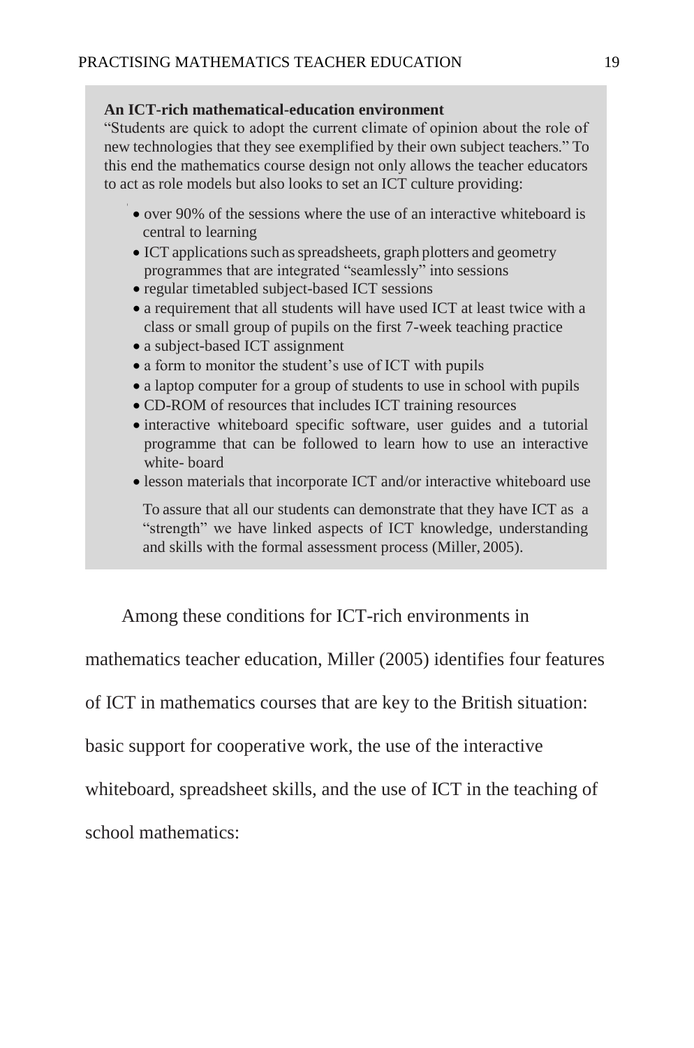**An ICT-rich mathematical-education environment**

"Students are quick to adopt the current climate of opinion about the role of new technologies that they see exemplified by their own subject teachers." To this end the mathematics course design not only allows the teacher educators to act as role models but also looks to set an ICT culture providing:

- over 90% of the sessions where the use of an interactive whiteboard is central to learning
- ICT applications such as spreadsheets, graph plotters and geometry programmes that are integrated "seamlessly" into sessions
- regular timetabled subject-based ICT sessions
- a requirement that all students will have used ICT at least twice with a class or small group of pupils on the first 7-week teaching practice
- a subject-based ICT assignment
- a form to monitor the student's use of ICT with pupils
- a laptop computer for a group of students to use in school with pupils
- CD-ROM of resources that includes ICT training resources
- interactive whiteboard specific software, user guides and a tutorial programme that can be followed to learn how to use an interactive white- board
- lesson materials that incorporate ICT and/or interactive whiteboard use

To assure that all our students can demonstrate that they have ICT as a "strength" we have linked aspects of ICT knowledge, understanding and skills with the formal assessment process (Miller, 2005).

Among these conditions for ICT-rich environments in mathematics teacher education, Miller (2005) identifies four features of ICT in mathematics courses that are key to the British situation: basic support for cooperative work, the use of the interactive whiteboard, spreadsheet skills, and the use of ICT in the teaching of school mathematics: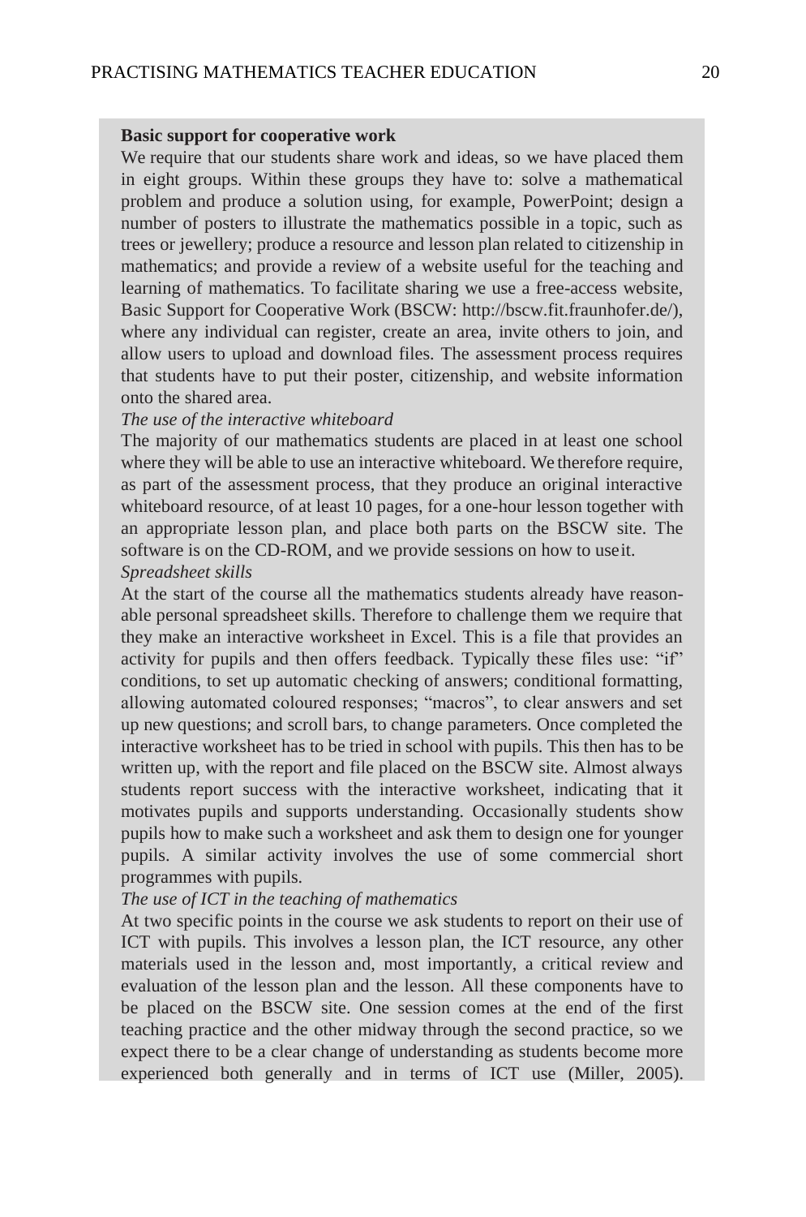**Basic support for cooperative work**

We require that our students share work and ideas, so we have placed them in eight groups. Within these groups they have to: solve a mathematical problem and produce a solution using, for example, PowerPoint; design a number of posters to illustrate the mathematics possible in a topic, such as trees or jewellery; produce a resource and lesson plan related to citizenship in mathematics; and provide a review of a website useful for the teaching and learning of mathematics. To facilitate sharing we use a free-access website, Basic Support for Cooperative Work (BSCW: http://bscw.fit.fraunhofer.de/), where any individual can register, create an area, invite others to join, and allow users to upload and download files. The assessment process requires that students have to put their poster, citizenship, and website information onto the shared area.

*The use of the interactive whiteboard*

The majority of our mathematics students are placed in at least one school where they will be able to use an interactive whiteboard. We therefore require, as part of the assessment process, that they produce an original interactive whiteboard resource, of at least 10 pages, for a one-hour lesson together with an appropriate lesson plan, and place both parts on the BSCW site. The software is on the CD-ROM, and we provide sessions on how to use it.

*Spreadsheet skills*

At the start of the course all the mathematics students already have reasonable personal spreadsheet skills. Therefore to challenge them we require that they make an interactive worksheet in Excel. This is a file that provides an activity for pupils and then offers feedback. Typically these files use: “if” conditions, to set up automatic checking of answers; conditional formatting, allowing automated coloured responses; “macros”, to clear answers and set up new questions; and scroll bars, to change parameters. Once completed the interactive worksheet has to be tried in school with pupils. This then has to be written up, with the report and file placed on the BSCW site. Almost always students report success with the interactive worksheet, indicating that it motivates pupils and supports understanding. Occasionally students show pupils how to make such a worksheet and ask them to design one for younger pupils. A similar activity involves the use of some commercial short programmes with pupils.

*The use of ICT in the teaching of mathematics*

At two specific points in the course we ask students to report on their use of ICT with pupils. This involves a lesson plan, the ICT resource, any other materials used in the lesson and, most importantly, a critical review and evaluation of the lesson plan and the lesson. All these components have to be placed on the BSCW site. One session comes at the end of the first teaching practice and the other midway through the second practice, so we expect there to be a clear change of understanding as students become more experienced both generally and in terms of ICT use (Miller, 2005).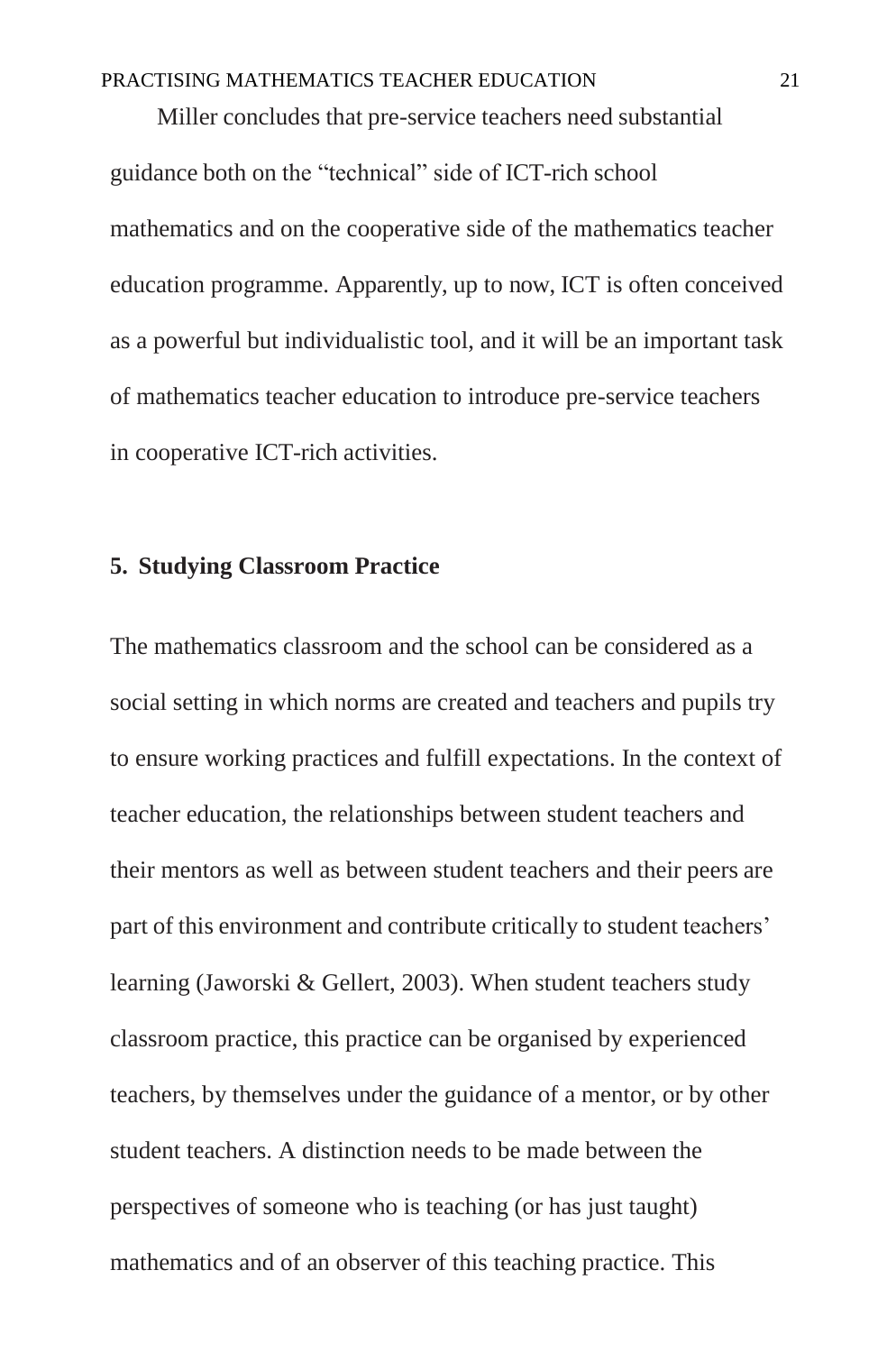Miller concludes that pre-service teachers need substantial guidance both on the "technical" side of ICT-rich school mathematics and on the cooperative side of the mathematics teacher education programme. Apparently, up to now, ICT is often conceived as a powerful but individualistic tool, and it will be an important task of mathematics teacher education to introduce pre-service teachers in cooperative ICT-rich activities.

## 5. Studying Classroom Practice

The mathematics classroom and the school can be considered as a social setting in which norms are created and teachers and pupils try to ensure working practices and fulfill expectations. In the context of teacher education, the relationships between student teachers and their mentors as well as between student teachers and their peers are part of this environment and contribute critically to student teachers' learning (Jaworski & Gellert, 2003). When student teachers study classroom practice, this practice can be organised by experienced teachers, by themselves under the guidance of a mentor, or by other student teachers. A distinction needs to be made between the perspectives of someone who is teaching (or has just taught) mathematics and of an observer of this teaching practice. This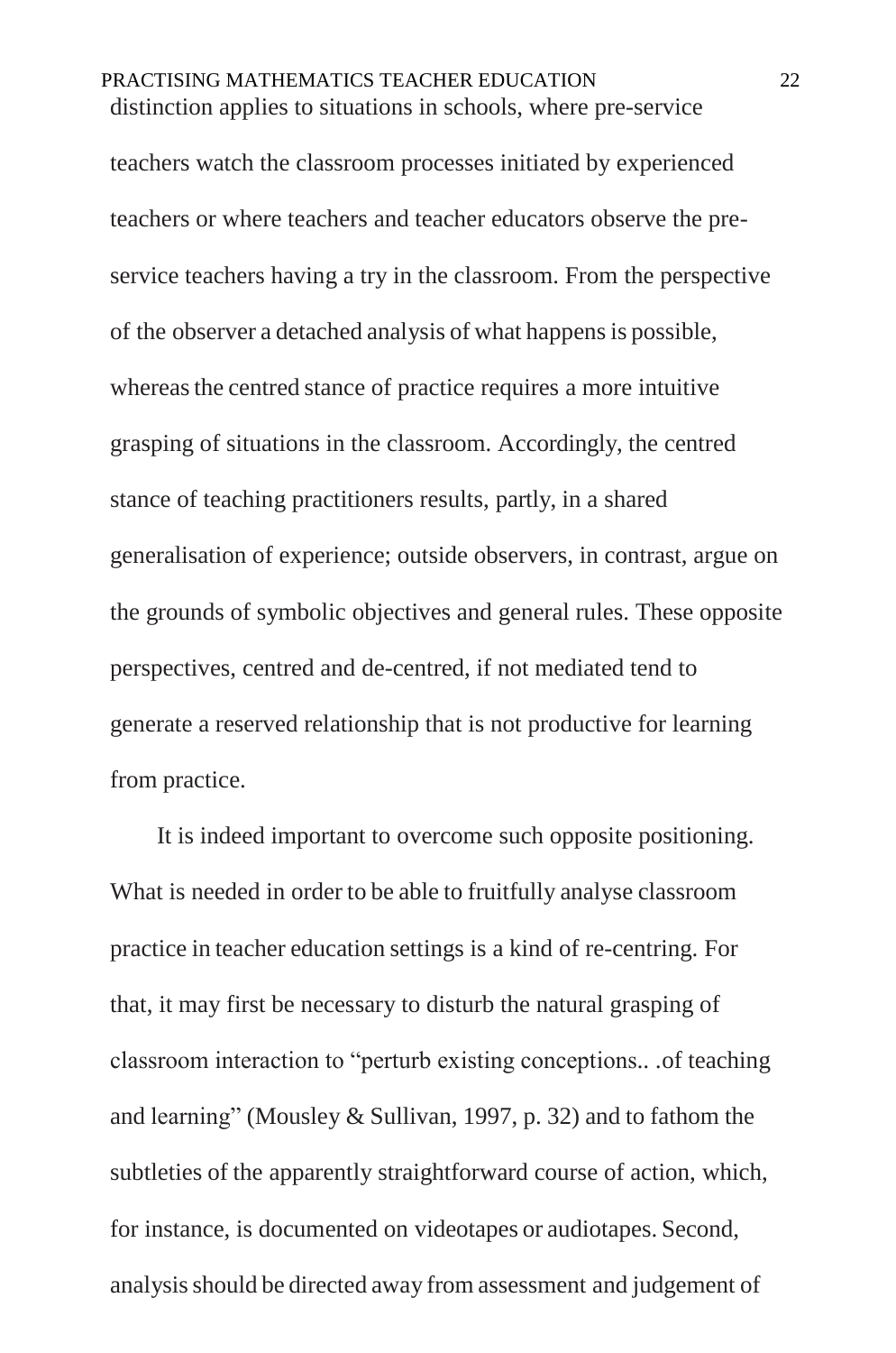distinction applies to situations in schools, where pre-service teachers watch the classroom processes initiated by experienced teachers or where teachers and teacher educators observe the pre-service teachers having a try in the classroom. From the perspective of the observer a detached analysis of what happens is possible, whereas the centred stance of practice requires a more intuitive grasping of situations in the classroom. Accordingly, the centred stance of teaching practitioners results, partly, in a shared generalisation of experience; outside observers, in contrast, argue on the grounds of symbolic objectives and general rules. These opposite perspectives, centred and de-centred, if not mediated tend to generate a reserved relationship that is not productive for learning from practice.

It is indeed important to overcome such opposite positioning. What is needed in order to be able to fruitfully analyse classroom practice in teacher education settings is a kind of re-centring. For that, it may first be necessary to disturb the natural grasping of classroom interaction to "perturb existing conceptions.. .of teaching and learning" (Mousley & Sullivan, 1997, p. 32) and to fathom the subtleties of the apparently straightforward course of action, which, for instance, is documented on videotapes or audiotapes. Second, analysis should be directed away from assessment and judgement of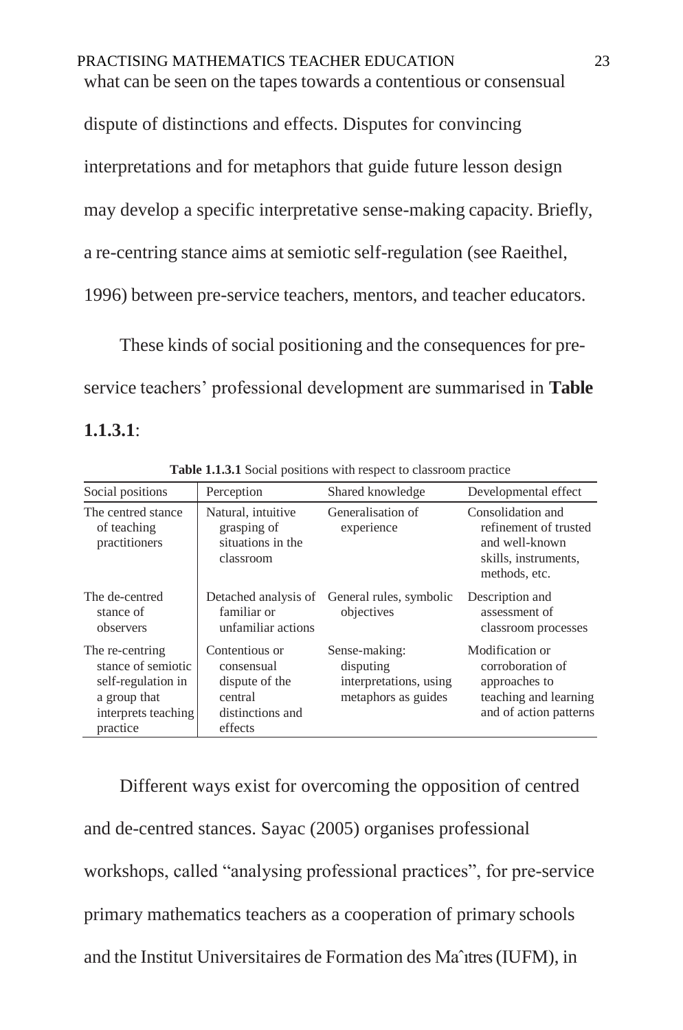what can be seen on the tapes towards a contentious or consensual dispute of distinctions and effects. Disputes for convincing interpretations and for metaphors that guide future lesson design may develop a specific interpretative sense-making capacity. Briefly, a re-centring stance aims at semiotic self-regulation (see Raeithel, 1996) between pre-service teachers, mentors, and teacher educators.

These kinds of social positioning and the consequences for pre-service teachers' professional development are summarised in **Table 1.1.3.1**:

**Table 1.1.3.1** Social positions with respect to classroom practice

| Social positions | Perception | Shared knowledge | Developmental effect |
|---|---|---|---|
| The centred stance of teaching practitioners | Natural, intuitive grasping of situations in the classroom | Generalisation of experience | Consolidation and refinement of trusted and well-known skills, instruments, methods, etc. |
| The de-centred stance of observers | Detached analysis of familiar or unfamiliar actions | General rules, symbolic objectives | Description and assessment of classroom processes |
| The re-centring stance of semiotic self-regulation in a group that interprets teaching practice | Contentious or consensual dispute of the central distinctions and effects | Sense-making: disputing interpretations, using metaphors as guides | Modification or corroboration of approaches to teaching and learning and of action patterns |

Different ways exist for overcoming the opposition of centred and de-centred stances. Sayac (2005) organises professional workshops, called "analysing professional practices", for pre-service primary mathematics teachers as a cooperation of primary schools and the Institut Universitaires de Formation des Maîtres (IUFM), in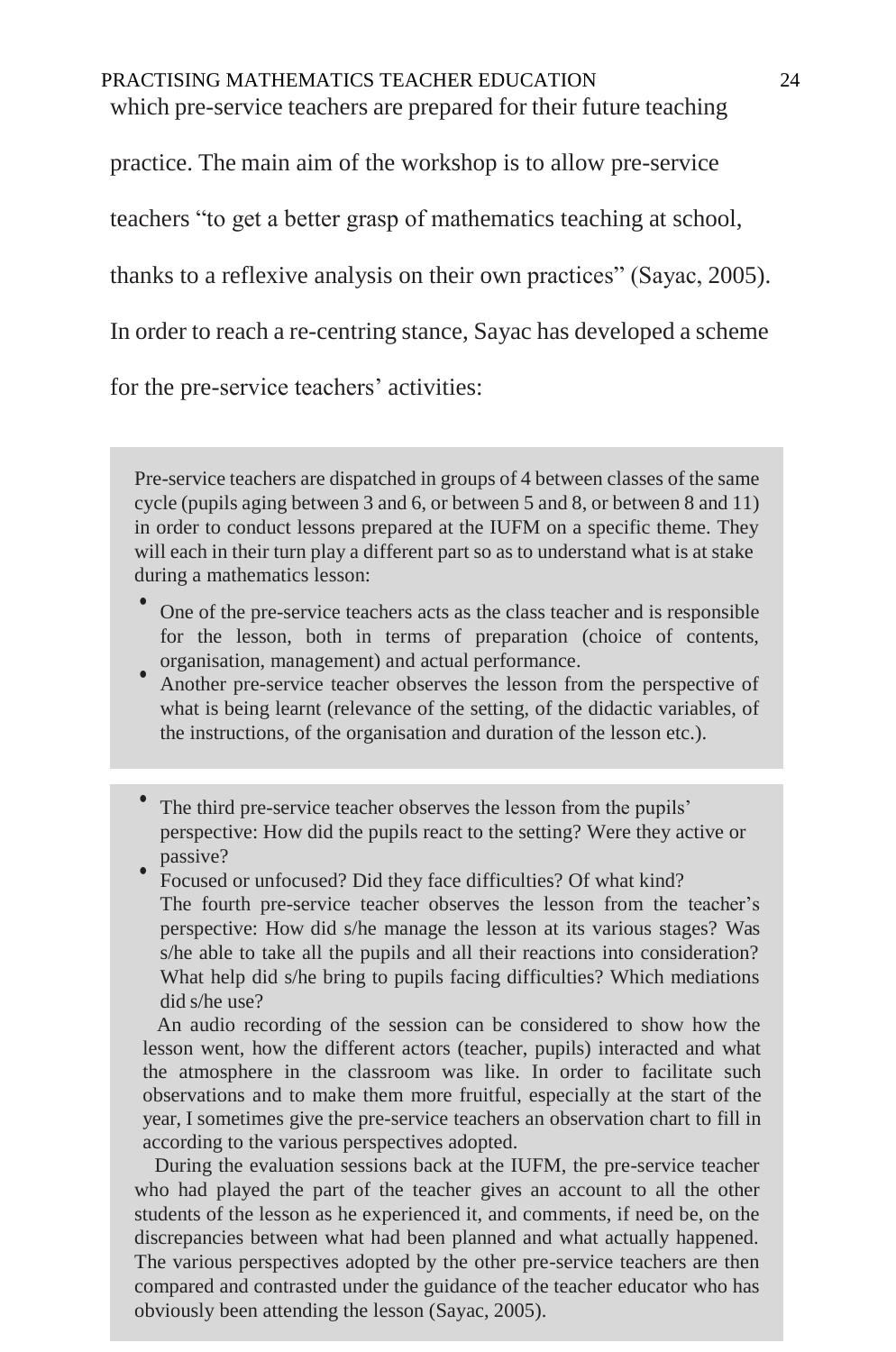which pre-service teachers are prepared for their future teaching practice. The main aim of the workshop is to allow pre-service teachers "to get a better grasp of mathematics teaching at school, thanks to a reflexive analysis on their own practices" (Sayac, 2005). In order to reach a re-centring stance, Sayac has developed a scheme for the pre-service teachers' activities:

> Pre-service teachers are dispatched in groups of 4 between classes of the same cycle (pupils aging between 3 and 6, or between 5 and 8, or between 8 and 11) in order to conduct lessons prepared at the IUFM on a specific theme. They will each in their turn play a different part so as to understand what is at stake during a mathematics lesson:
>
> - One of the pre-service teachers acts as the class teacher and is responsible for the lesson, both in terms of preparation (choice of contents, organisation, management) and actual performance.
> - Another pre-service teacher observes the lesson from the perspective of what is being learnt (relevance of the setting, of the didactic variables, of the instructions, of the organisation and duration of the lesson etc.).
> - The third pre-service teacher observes the lesson from the pupils' perspective: How did the pupils react to the setting? Were they active or passive? Focused or unfocused? Did they face difficulties? Of what kind?
> - The fourth pre-service teacher observes the lesson from the teacher's perspective: How did s/he manage the lesson at its various stages? Was s/he able to take all the pupils and all their reactions into consideration? What help did s/he bring to pupils facing difficulties? Which mediations did s/he use?
>
> An audio recording of the session can be considered to show how the lesson went, how the different actors (teacher, pupils) interacted and what the atmosphere in the classroom was like. In order to facilitate such observations and to make them more fruitful, especially at the start of the year, I sometimes give the pre-service teachers an observation chart to fill in according to the various perspectives adopted.
>
> During the evaluation sessions back at the IUFM, the pre-service teacher who had played the part of the teacher gives an account to all the other students of the lesson as he experienced it, and comments, if need be, on the discrepancies between what had been planned and what actually happened. The various perspectives adopted by the other pre-service teachers are then compared and contrasted under the guidance of the teacher educator who has obviously been attending the lesson (Sayac, 2005).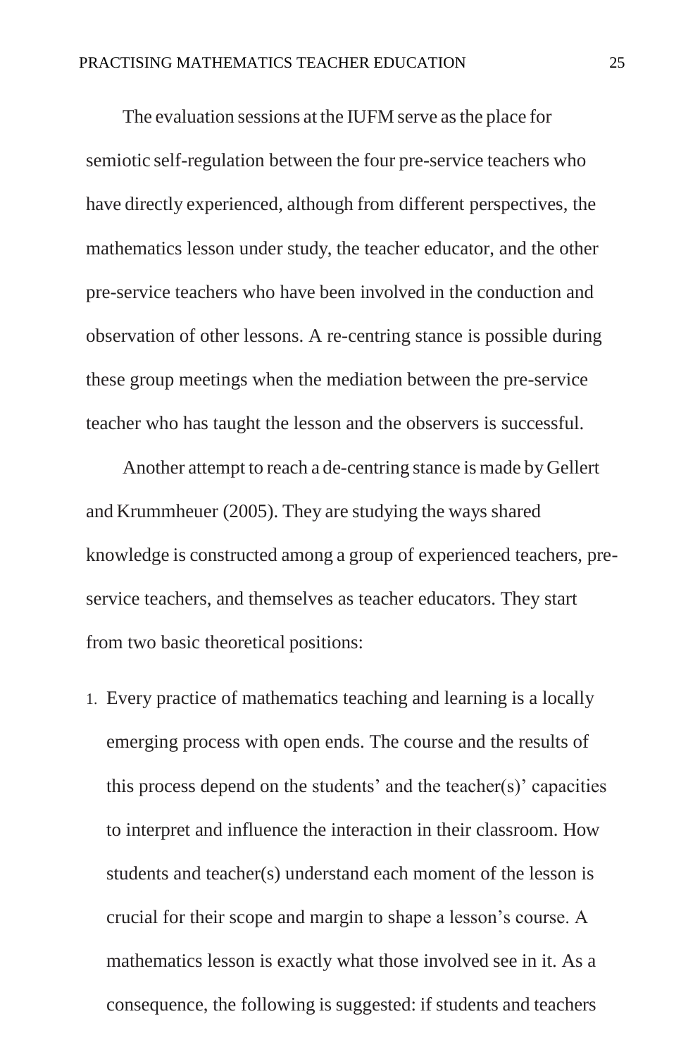The evaluation sessions at the IUFM serve as the place for semiotic self-regulation between the four pre-service teachers who have directly experienced, although from different perspectives, the mathematics lesson under study, the teacher educator, and the other pre-service teachers who have been involved in the conduction and observation of other lessons. A re-centring stance is possible during these group meetings when the mediation between the pre-service teacher who has taught the lesson and the observers is successful.

Another attempt to reach a de-centring stance is made by Gellert and Krummheuer (2005). They are studying the ways shared knowledge is constructed among a group of experienced teachers, pre-service teachers, and themselves as teacher educators. They start from two basic theoretical positions:

1. Every practice of mathematics teaching and learning is a locally emerging process with open ends. The course and the results of this process depend on the students' and the teacher(s)' capacities to interpret and influence the interaction in their classroom. How students and teacher(s) understand each moment of the lesson is crucial for their scope and margin to shape a lesson's course. A mathematics lesson is exactly what those involved see in it. As a consequence, the following is suggested: if students and teachers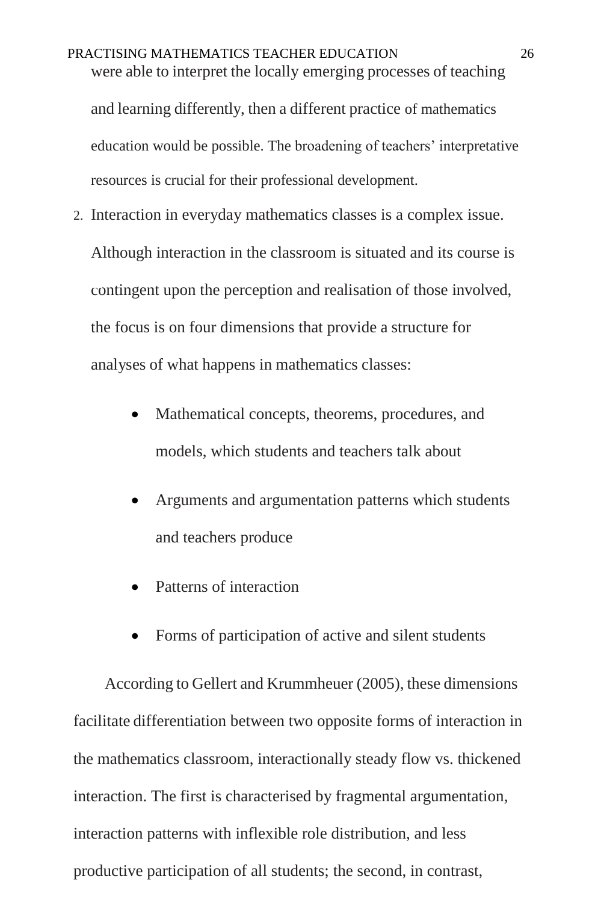were able to interpret the locally emerging processes of teaching and learning differently, then a different practice of mathematics education would be possible. The broadening of teachers' interpretative resources is crucial for their professional development.

2. Interaction in everyday mathematics classes is a complex issue. Although interaction in the classroom is situated and its course is contingent upon the perception and realisation of those involved, the focus is on four dimensions that provide a structure for analyses of what happens in mathematics classes:

    - Mathematical concepts, theorems, procedures, and models, which students and teachers talk about
    - Arguments and argumentation patterns which students and teachers produce
    - Patterns of interaction
    - Forms of participation of active and silent students

According to Gellert and Krummheuer (2005), these dimensions facilitate differentiation between two opposite forms of interaction in the mathematics classroom, interactionally steady flow vs. thickened interaction. The first is characterised by fragmental argumentation, interaction patterns with inflexible role distribution, and less productive participation of all students; the second, in contrast,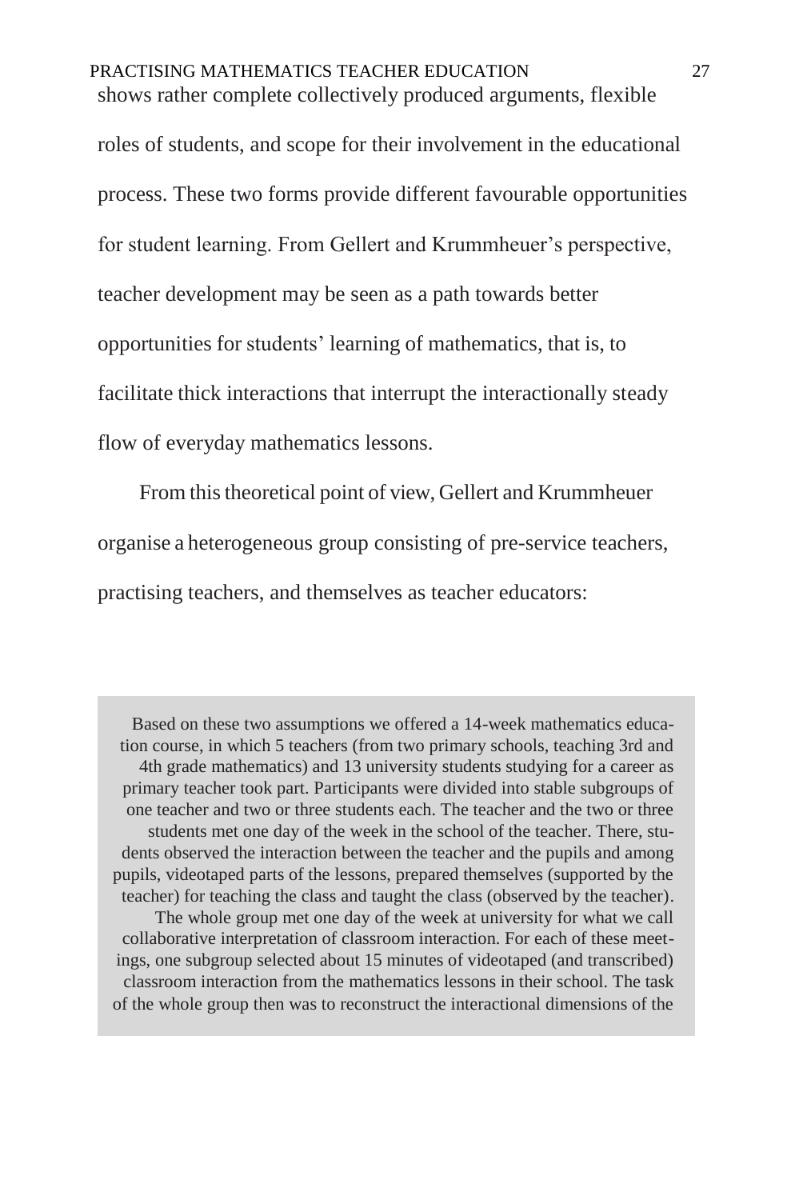shows rather complete collectively produced arguments, flexible roles of students, and scope for their involvement in the educational process. These two forms provide different favourable opportunities for student learning. From Gellert and Krummheuer's perspective, teacher development may be seen as a path towards better opportunities for students' learning of mathematics, that is, to facilitate thick interactions that interrupt the interactionally steady flow of everyday mathematics lessons.

From this theoretical point of view, Gellert and Krummheuer organise a heterogeneous group consisting of pre-service teachers, practising teachers, and themselves as teacher educators:

> Based on these two assumptions we offered a 14-week mathematics education course, in which 5 teachers (from two primary schools, teaching 3rd and 4th grade mathematics) and 13 university students studying for a career as primary teacher took part. Participants were divided into stable subgroups of one teacher and two or three students each. The teacher and the two or three students met one day of the week in the school of the teacher. There, students observed the interaction between the teacher and the pupils and among pupils, videotaped parts of the lessons, prepared themselves (supported by the teacher) for teaching the class and taught the class (observed by the teacher). The whole group met one day of the week at university for what we call collaborative interpretation of classroom interaction. For each of these meetings, one subgroup selected about 15 minutes of videotaped (and transcribed) classroom interaction from the mathematics lessons in their school. The task of the whole group then was to reconstruct the interactional dimensions of the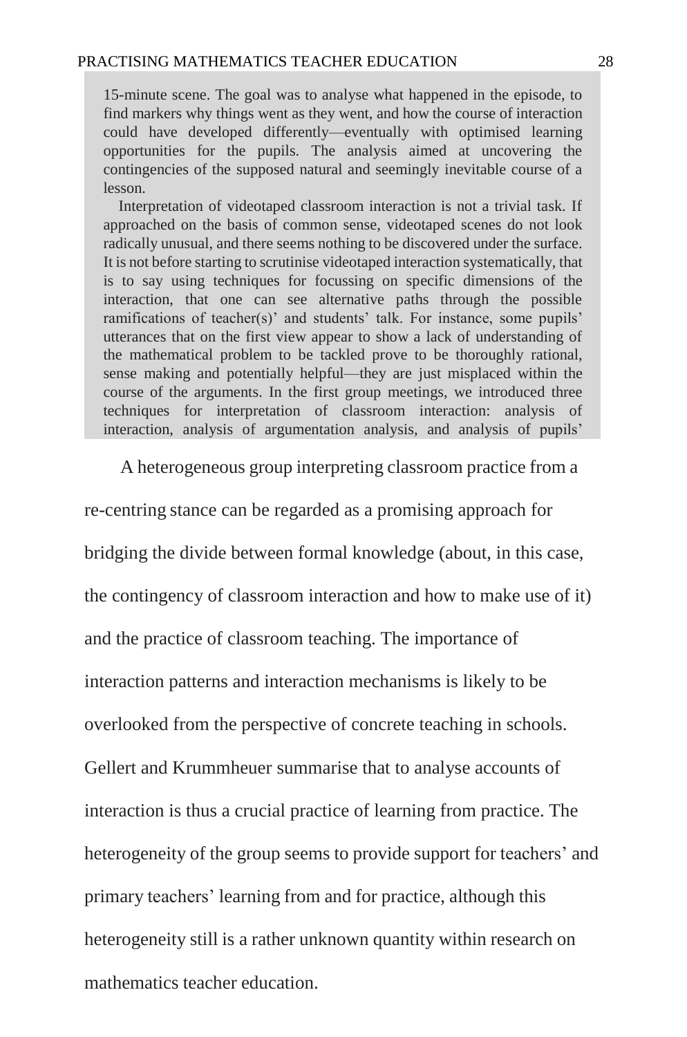15-minute scene. The goal was to analyse what happened in the episode, to find markers why things went as they went, and how the course of interaction could have developed differently—eventually with optimised learning opportunities for the pupils. The analysis aimed at uncovering the contingencies of the supposed natural and seemingly inevitable course of a lesson.

Interpretation of videotaped classroom interaction is not a trivial task. If approached on the basis of common sense, videotaped scenes do not look radically unusual, and there seems nothing to be discovered under the surface. It is not before starting to scrutinise videotaped interaction systematically, that is to say using techniques for focussing on specific dimensions of the interaction, that one can see alternative paths through the possible ramifications of teacher(s)' and students' talk. For instance, some pupils' utterances that on the first view appear to show a lack of understanding of the mathematical problem to be tackled prove to be thoroughly rational, sense making and potentially helpful—they are just misplaced within the course of the arguments. In the first group meetings, we introduced three techniques for interpretation of classroom interaction: analysis of interaction, analysis of argumentation analysis, and analysis of pupils'

A heterogeneous group interpreting classroom practice from a re-centring stance can be regarded as a promising approach for bridging the divide between formal knowledge (about, in this case, the contingency of classroom interaction and how to make use of it) and the practice of classroom teaching. The importance of interaction patterns and interaction mechanisms is likely to be overlooked from the perspective of concrete teaching in schools. Gellert and Krummheuer summarise that to analyse accounts of interaction is thus a crucial practice of learning from practice. The heterogeneity of the group seems to provide support for teachers' and primary teachers' learning from and for practice, although this heterogeneity still is a rather unknown quantity within research on mathematics teacher education.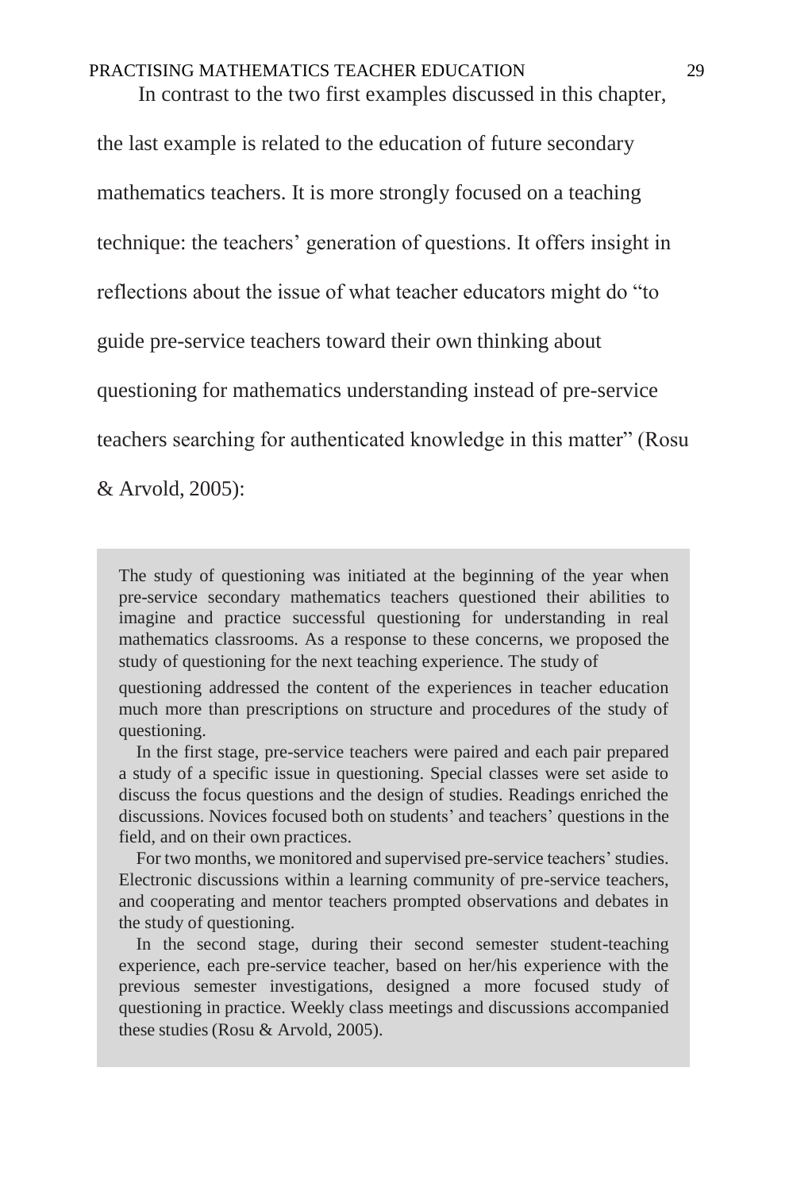In contrast to the two first examples discussed in this chapter, the last example is related to the education of future secondary mathematics teachers. It is more strongly focused on a teaching technique: the teachers' generation of questions. It offers insight in reflections about the issue of what teacher educators might do "to guide pre-service teachers toward their own thinking about questioning for mathematics understanding instead of pre-service teachers searching for authenticated knowledge in this matter" (Rosu & Arvold, 2005):

> The study of questioning was initiated at the beginning of the year when pre-service secondary mathematics teachers questioned their abilities to imagine and practice successful questioning for understanding in real mathematics classrooms. As a response to these concerns, we proposed the study of questioning for the next teaching experience. The study of questioning addressed the content of the experiences in teacher education much more than prescriptions on structure and procedures of the study of questioning.
>
> In the first stage, pre-service teachers were paired and each pair prepared a study of a specific issue in questioning. Special classes were set aside to discuss the focus questions and the design of studies. Readings enriched the discussions. Novices focused both on students' and teachers' questions in the field, and on their own practices.
>
> For two months, we monitored and supervised pre-service teachers' studies. Electronic discussions within a learning community of pre-service teachers, and cooperating and mentor teachers prompted observations and debates in the study of questioning.
>
> In the second stage, during their second semester student-teaching experience, each pre-service teacher, based on her/his experience with the previous semester investigations, designed a more focused study of questioning in practice. Weekly class meetings and discussions accompanied these studies (Rosu & Arvold, 2005).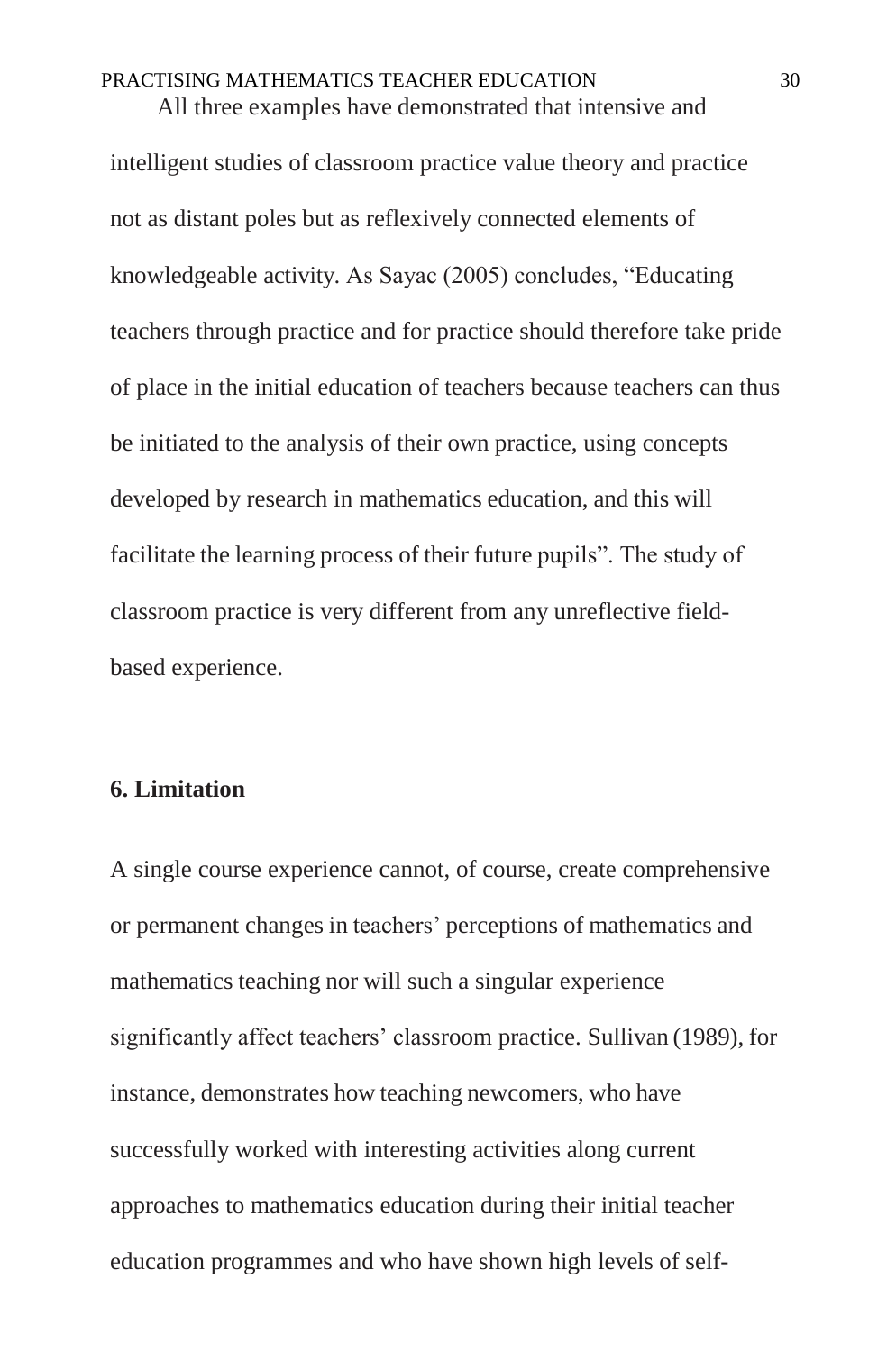All three examples have demonstrated that intensive and intelligent studies of classroom practice value theory and practice not as distant poles but as reflexively connected elements of knowledgeable activity. As Sayac (2005) concludes, "Educating teachers through practice and for practice should therefore take pride of place in the initial education of teachers because teachers can thus be initiated to the analysis of their own practice, using concepts developed by research in mathematics education, and this will facilitate the learning process of their future pupils". The study of classroom practice is very different from any unreflective field-based experience.

## 6. Limitation

A single course experience cannot, of course, create comprehensive or permanent changes in teachers' perceptions of mathematics and mathematics teaching nor will such a singular experience significantly affect teachers' classroom practice. Sullivan (1989), for instance, demonstrates how teaching newcomers, who have successfully worked with interesting activities along current approaches to mathematics education during their initial teacher education programmes and who have shown high levels of self-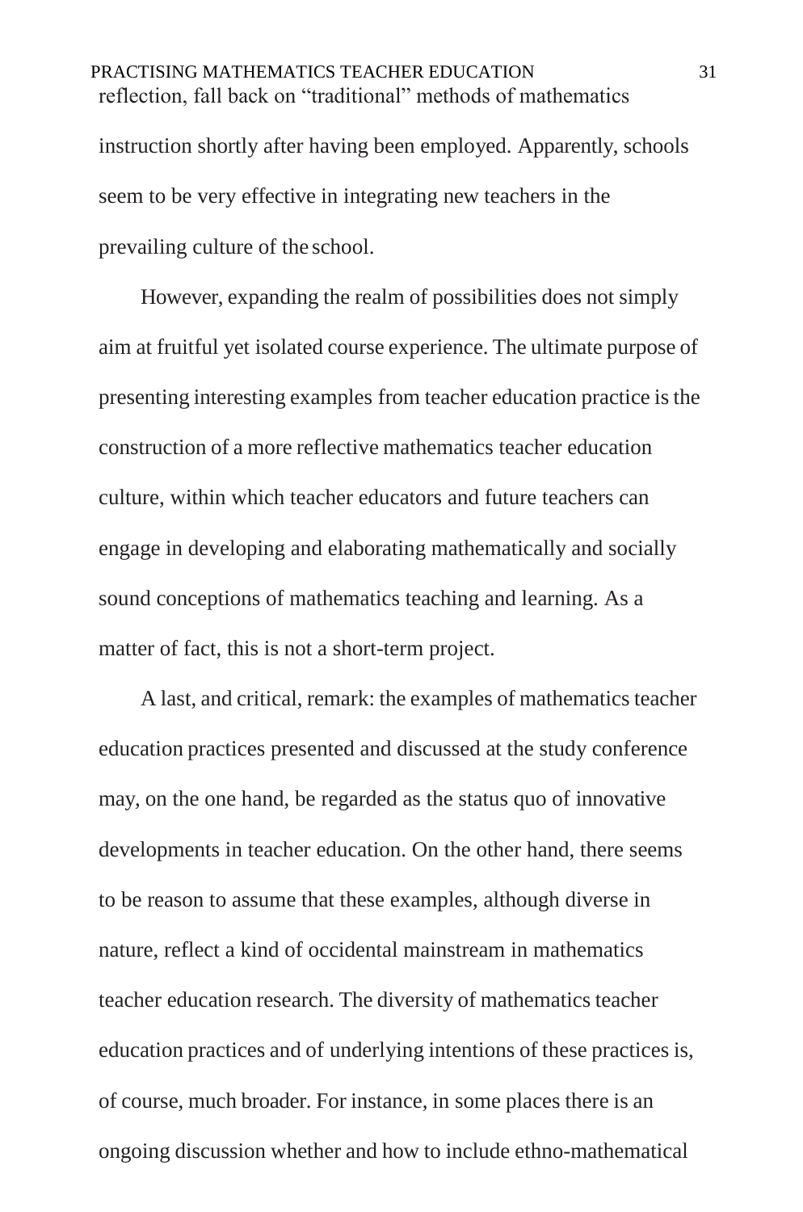reflection, fall back on "traditional" methods of mathematics instruction shortly after having been employed. Apparently, schools seem to be very effective in integrating new teachers in the prevailing culture of the school.

However, expanding the realm of possibilities does not simply aim at fruitful yet isolated course experience. The ultimate purpose of presenting interesting examples from teacher education practice is the construction of a more reflective mathematics teacher education culture, within which teacher educators and future teachers can engage in developing and elaborating mathematically and socially sound conceptions of mathematics teaching and learning. As a matter of fact, this is not a short-term project.

A last, and critical, remark: the examples of mathematics teacher education practices presented and discussed at the study conference may, on the one hand, be regarded as the status quo of innovative developments in teacher education. On the other hand, there seems to be reason to assume that these examples, although diverse in nature, reflect a kind of occidental mainstream in mathematics teacher education research. The diversity of mathematics teacher education practices and of underlying intentions of these practices is, of course, much broader. For instance, in some places there is an ongoing discussion whether and how to include ethno-mathematical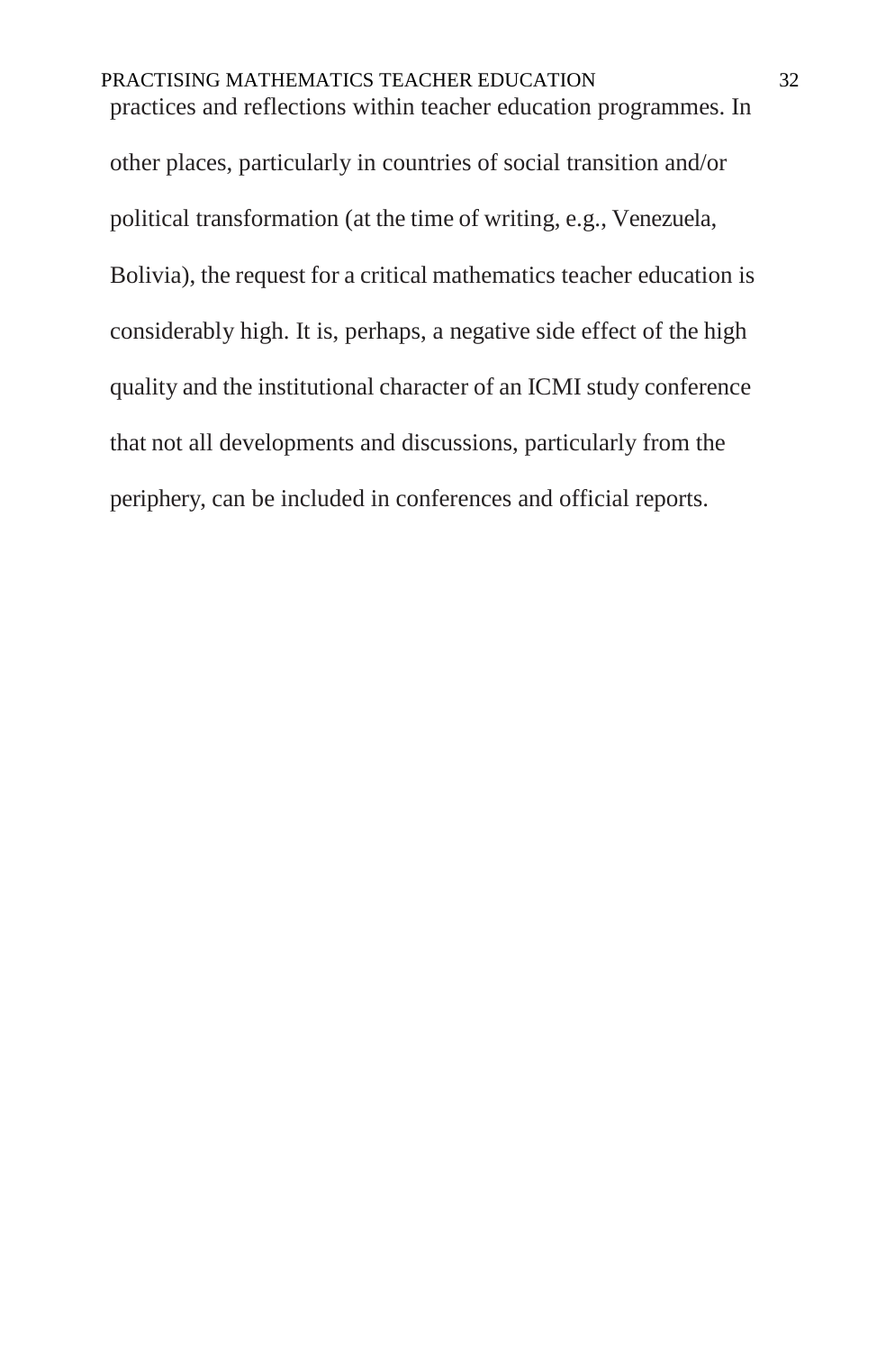practices and reflections within teacher education programmes. In other places, particularly in countries of social transition and/or political transformation (at the time of writing, e.g., Venezuela, Bolivia), the request for a critical mathematics teacher education is considerably high. It is, perhaps, a negative side effect of the high quality and the institutional character of an ICMI study conference that not all developments and discussions, particularly from the periphery, can be included in conferences and official reports.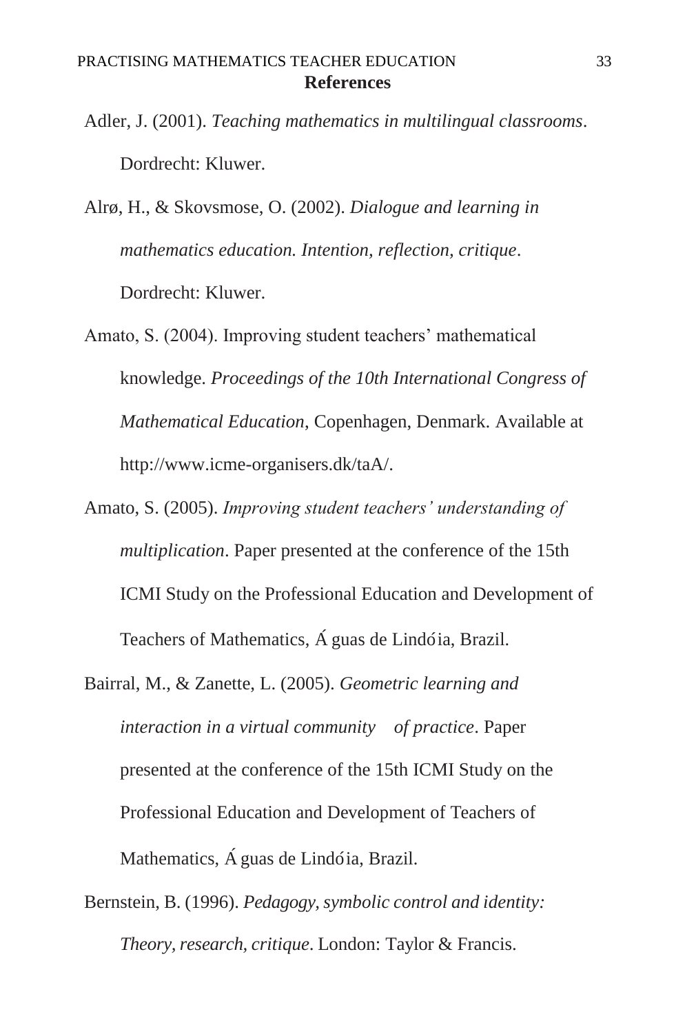## References

Adler, J. (2001). *Teaching mathematics in multilingual classrooms*. Dordrecht: Kluwer.

Alrø, H., & Skovsmose, O. (2002). *Dialogue and learning in mathematics education. Intention, reflection, critique*. Dordrecht: Kluwer.

Amato, S. (2004). Improving student teachers' mathematical knowledge. *Proceedings of the 10th International Congress of Mathematical Education*, Copenhagen, Denmark. Available at http://www.icme-organisers.dk/taA/.

Amato, S. (2005). *Improving student teachers' understanding of multiplication*. Paper presented at the conference of the 15th ICMI Study on the Professional Education and Development of Teachers of Mathematics, Águas de Lindóia, Brazil.

Bairral, M., & Zanette, L. (2005). *Geometric learning and interaction in a virtual community of practice*. Paper presented at the conference of the 15th ICMI Study on the Professional Education and Development of Teachers of Mathematics, Águas de Lindóia, Brazil.

Bernstein, B. (1996). *Pedagogy, symbolic control and identity: Theory, research, critique*. London: Taylor & Francis.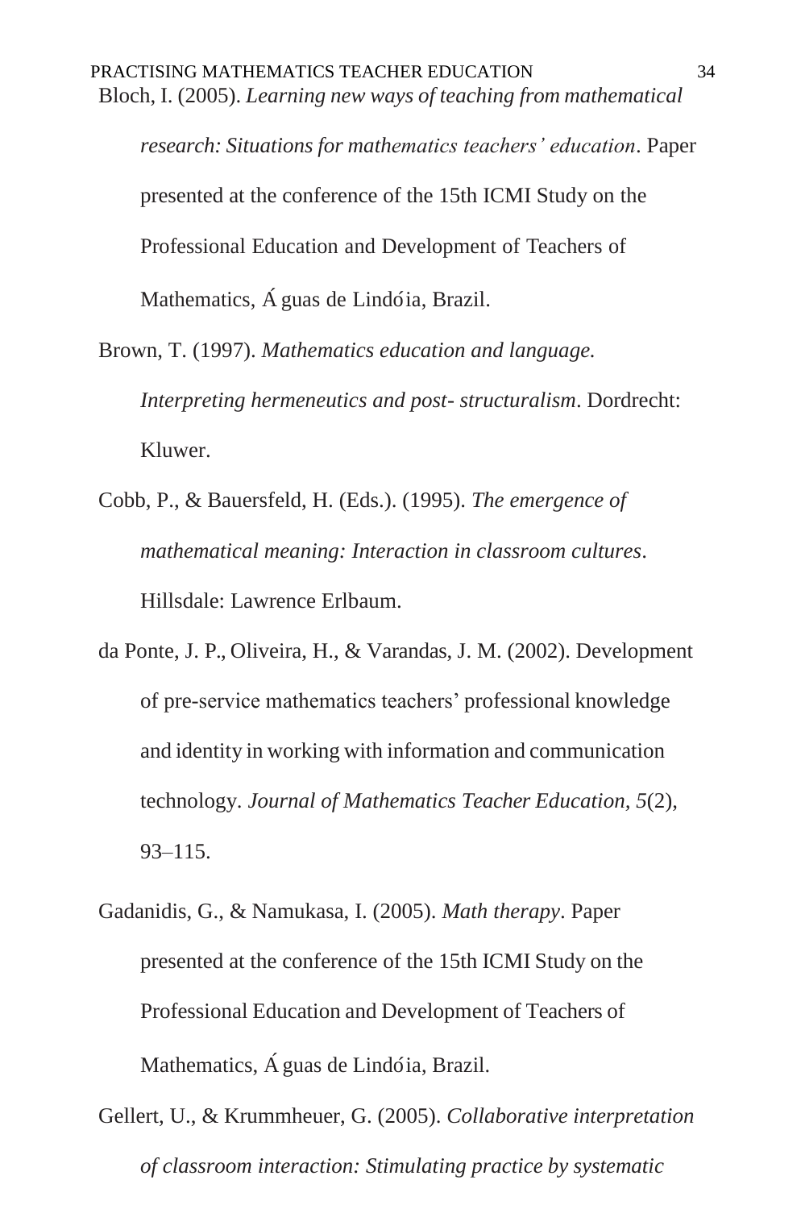Bloch, I. (2005). *Learning new ways of teaching from mathematical research: Situations for mathematics teachers' education*. Paper presented at the conference of the 15th ICMI Study on the Professional Education and Development of Teachers of Mathematics, Águas de Lindóia, Brazil.

Brown, T. (1997). *Mathematics education and language. Interpreting hermeneutics and post- structuralism*. Dordrecht: Kluwer.

Cobb, P., & Bauersfeld, H. (Eds.). (1995). *The emergence of mathematical meaning: Interaction in classroom cultures*. Hillsdale: Lawrence Erlbaum.

da Ponte, J. P., Oliveira, H., & Varandas, J. M. (2002). Development of pre-service mathematics teachers' professional knowledge and identity in working with information and communication technology. *Journal of Mathematics Teacher Education, 5*(2), 93–115.

Gadanidis, G., & Namukasa, I. (2005). *Math therapy*. Paper presented at the conference of the 15th ICMI Study on the Professional Education and Development of Teachers of Mathematics, Águas de Lindóia, Brazil.

Gellert, U., & Krummheuer, G. (2005). *Collaborative interpretation of classroom interaction: Stimulating practice by systematic*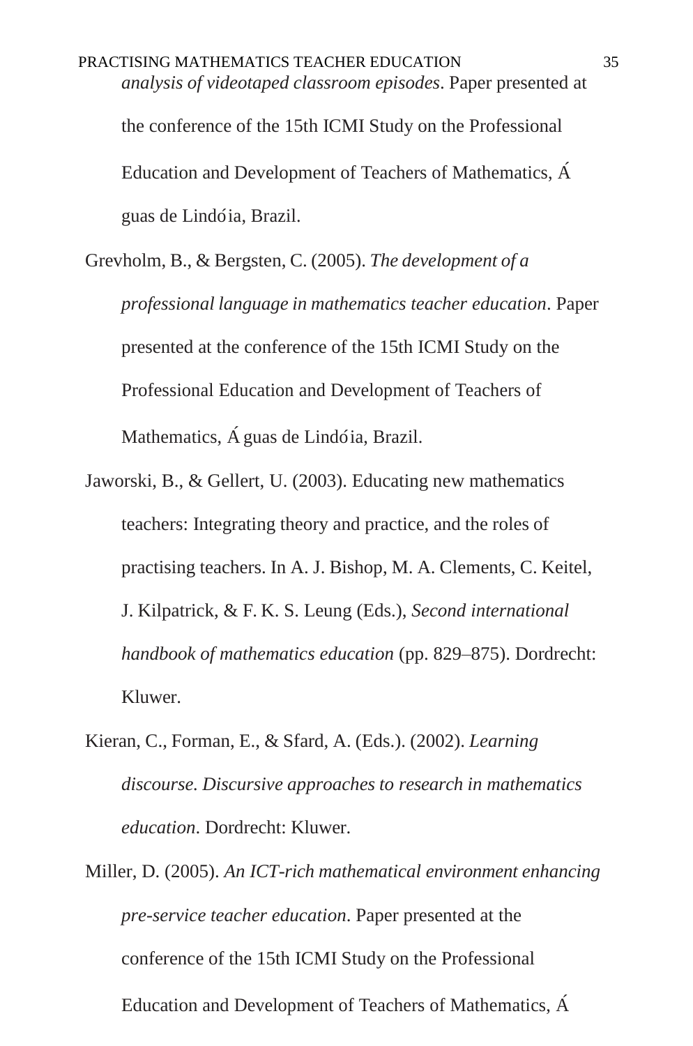*analysis of videotaped classroom episodes*. Paper presented at the conference of the 15th ICMI Study on the Professional Education and Development of Teachers of Mathematics, Águas de Lindóia, Brazil.

Grevholm, B., & Bergsten, C. (2005). *The development of a professional language in mathematics teacher education*. Paper presented at the conference of the 15th ICMI Study on the Professional Education and Development of Teachers of Mathematics, Águas de Lindóia, Brazil.

Jaworski, B., & Gellert, U. (2003). Educating new mathematics teachers: Integrating theory and practice, and the roles of practising teachers. In A. J. Bishop, M. A. Clements, C. Keitel, J. Kilpatrick, & F. K. S. Leung (Eds.), *Second international handbook of mathematics education* (pp. 829–875). Dordrecht: Kluwer.

Kieran, C., Forman, E., & Sfard, A. (Eds.). (2002). *Learning discourse. Discursive approaches to research in mathematics education*. Dordrecht: Kluwer.

Miller, D. (2005). *An ICT-rich mathematical environment enhancing pre-service teacher education*. Paper presented at the conference of the 15th ICMI Study on the Professional Education and Development of Teachers of Mathematics, Á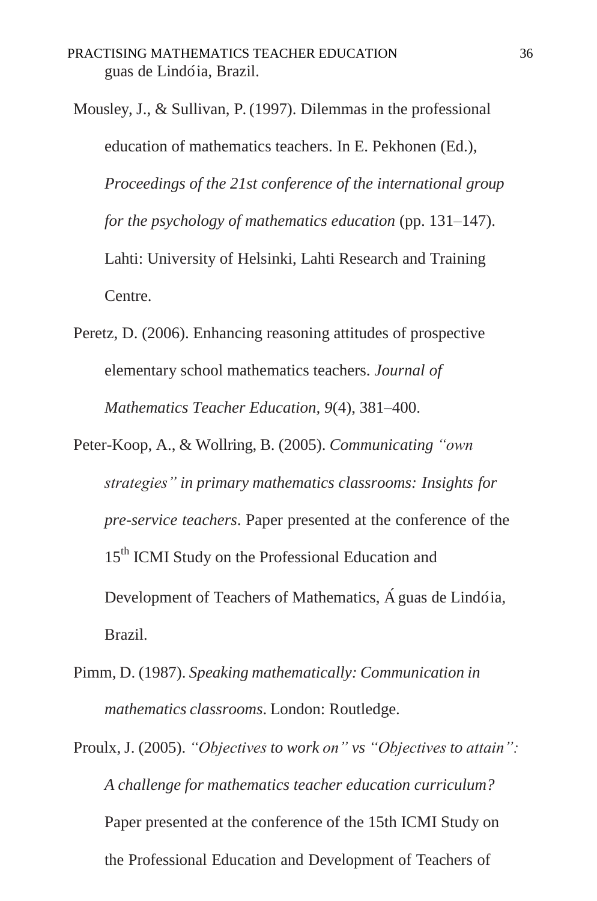guas de Lindóia, Brazil.

Mousley, J., & Sullivan, P. (1997). Dilemmas in the professional education of mathematics teachers. In E. Pekhonen (Ed.), *Proceedings of the 21st conference of the international group for the psychology of mathematics education* (pp. 131–147). Lahti: University of Helsinki, Lahti Research and Training Centre.

Peretz, D. (2006). Enhancing reasoning attitudes of prospective elementary school mathematics teachers. *Journal of Mathematics Teacher Education, 9*(4), 381–400.

Peter-Koop, A., & Wollring, B. (2005). *Communicating "own strategies" in primary mathematics classrooms: Insights for pre-service teachers*. Paper presented at the conference of the 15th ICMI Study on the Professional Education and Development of Teachers of Mathematics, Águas de Lindóia, Brazil.

Pimm, D. (1987). *Speaking mathematically: Communication in mathematics classrooms*. London: Routledge.

Proulx, J. (2005). *"Objectives to work on" vs "Objectives to attain": A challenge for mathematics teacher education curriculum?* Paper presented at the conference of the 15th ICMI Study on the Professional Education and Development of Teachers of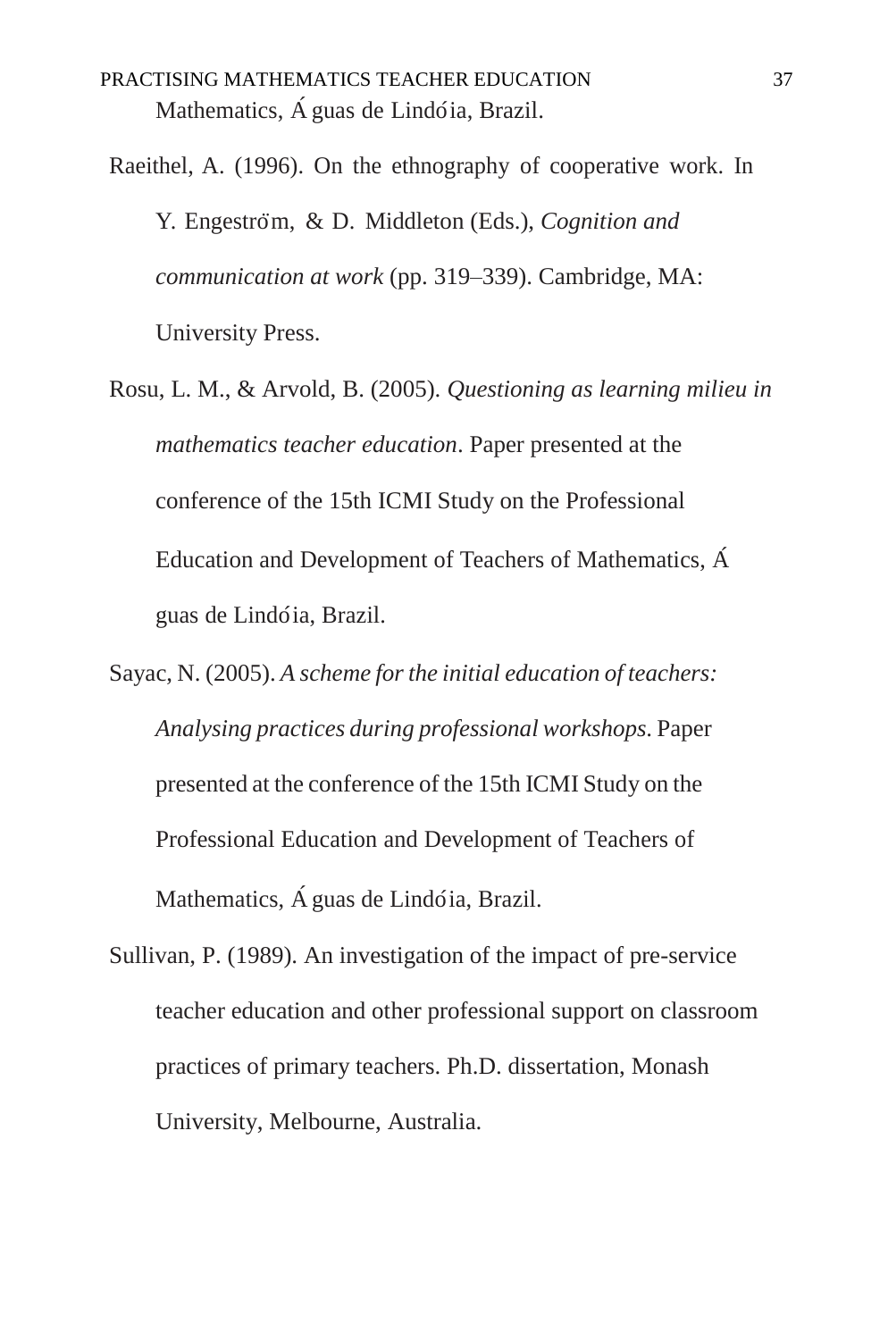Mathematics, Águas de Lindóia, Brazil.

Raeithel, A. (1996). On the ethnography of cooperative work. In Y. Engeström, & D. Middleton (Eds.), *Cognition and communication at work* (pp. 319–339). Cambridge, MA: University Press.

Rosu, L. M., & Arvold, B. (2005). *Questioning as learning milieu in mathematics teacher education*. Paper presented at the conference of the 15th ICMI Study on the Professional Education and Development of Teachers of Mathematics, Águas de Lindóia, Brazil.

Sayac, N. (2005). *A scheme for the initial education of teachers: Analysing practices during professional workshops*. Paper presented at the conference of the 15th ICMI Study on the Professional Education and Development of Teachers of Mathematics, Águas de Lindóia, Brazil.

Sullivan, P. (1989). An investigation of the impact of pre-service teacher education and other professional support on classroom practices of primary teachers. Ph.D. dissertation, Monash University, Melbourne, Australia.